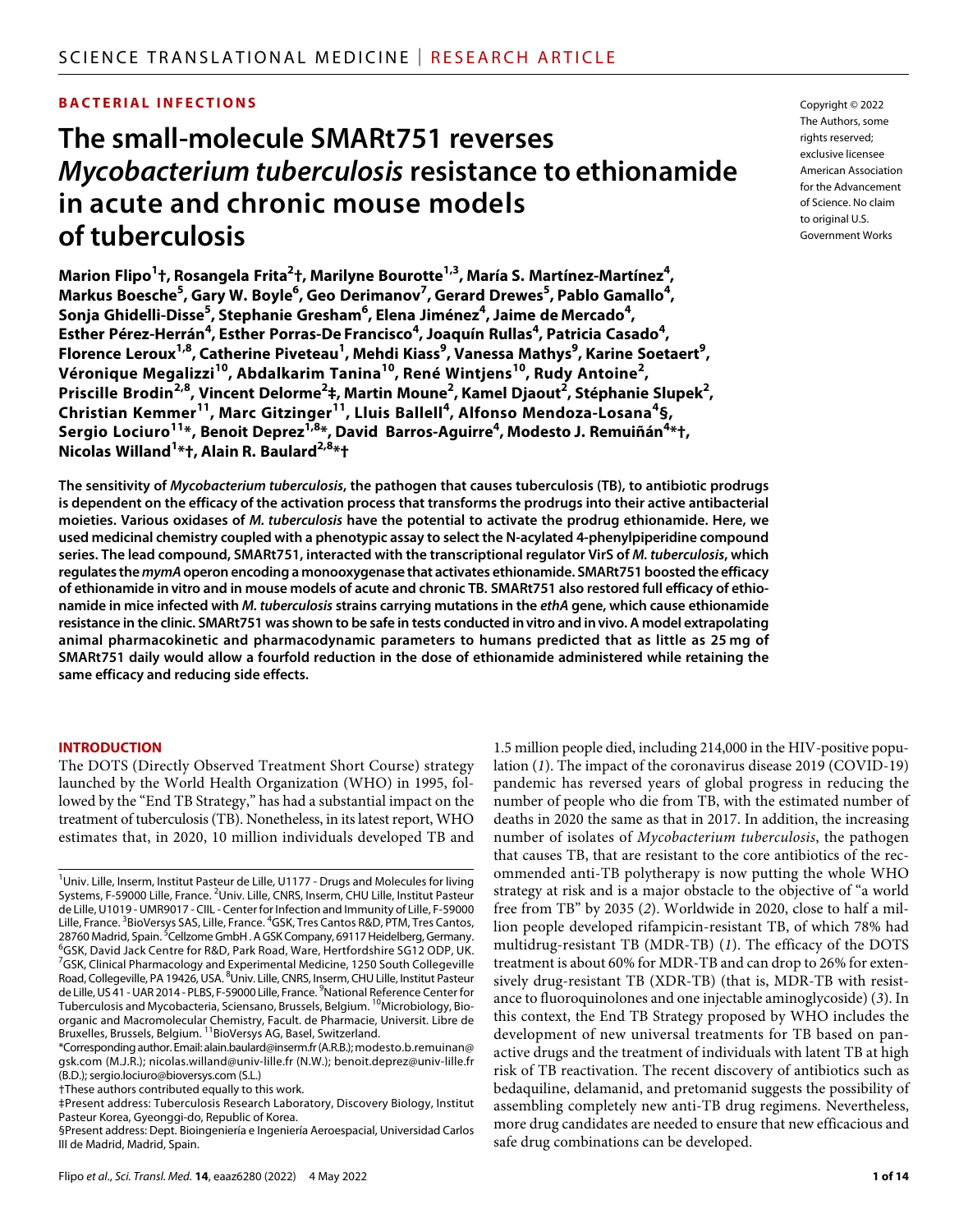SCIENCE TRANSLATIONAL MEDICINE | RESEARCH ARTICLE

**BACTERIAL INFECTIONS**

# The small-molecule SMARt751 reverses *Mycobacterium tuberculosis* resistance to ethionamide in acute and chronic mouse models of tuberculosis

Copyright © 2022 The Authors, some rights reserved; exclusive licensee American Association for the Advancement of Science. No claim to original U.S. Government Works

**Marion Flipo[1]†, Rosangela Frita[2]†, Marilyne Bourotte[1,3], María S. Martínez-Martínez[4], Markus Boesche[5], Gary W. Boyle[6], Geo Derimanov[7], Gerard Drewes[5], Pablo Gamallo[4], Sonja Ghidelli-Disse[5], Stephanie Gresham[6], Elena Jiménez[4], Jaime de Mercado[4], Esther Pérez-Herrán[4], Esther Porras-De Francisco[4], Joaquín Rullas[4], Patricia Casado[4], Florence Leroux[1,8], Catherine Piveteau[1], Mehdi Kiass[9], Vanessa Mathys[9], Karine Soetaert[9], Véronique Megalizzi[10], Abdalkarim Tanina[10], René Wintjens[10], Rudy Antoine[2], Priscille Brodin[2,8], Vincent Delorme[2]‡, Martin Moune[2], Kamel Djaout[2], Stéphanie Slupek[2], Christian Kemmer[11], Marc Gitzinger[11], Lluis Ballell[4], Alfonso Mendoza-Losana[4]§, Sergio Lociuro[11]*, Benoit Deprez[1,8]*, David Barros-Aguirre[4], Modesto J. Remuiñán[4]*†, Nicolas Willand[1]*†, Alain R. Baulard[2,8]*†**

**The sensitivity of *Mycobacterium tuberculosis*, the pathogen that causes tuberculosis (TB), to antibiotic prodrugs is dependent on the efficacy of the activation process that transforms the prodrugs into their active antibacterial moieties. Various oxidases of *M. tuberculosis* have the potential to activate the prodrug ethionamide. Here, we used medicinal chemistry coupled with a phenotypic assay to select the N-acylated 4-phenylpiperidine compound series. The lead compound, SMARt751, interacted with the transcriptional regulator VirS of *M. tuberculosis*, which regulates the *mymA* operon encoding a monooxygenase that activates ethionamide. SMARt751 boosted the efficacy of ethionamide in vitro and in mouse models of acute and chronic TB. SMARt751 also restored full efficacy of ethionamide in mice infected with *M. tuberculosis* strains carrying mutations in the *ethA* gene, which cause ethionamide resistance in the clinic. SMARt751 was shown to be safe in tests conducted in vitro and in vivo. A model extrapolating animal pharmacokinetic and pharmacodynamic parameters to humans predicted that as little as 25 mg of SMARt751 daily would allow a fourfold reduction in the dose of ethionamide administered while retaining the same efficacy and reducing side effects.**

## INTRODUCTION

The DOTS (Directly Observed Treatment Short Course) strategy launched by the World Health Organization (WHO) in 1995, followed by the "End TB Strategy," has had a substantial impact on the treatment of tuberculosis (TB). Nonetheless, in its latest report, WHO estimates that, in 2020, 10 million individuals developed TB and 1.5 million people died, including 214,000 in the HIV-positive population (*1*). The impact of the coronavirus disease 2019 (COVID-19) pandemic has reversed years of global progress in reducing the number of people who die from TB, with the estimated number of deaths in 2020 the same as that in 2017. In addition, the increasing number of isolates of *Mycobacterium tuberculosis*, the pathogen that causes TB, that are resistant to the core antibiotics of the recommended anti-TB polytherapy is now putting the whole WHO strategy at risk and is a major obstacle to the objective of "a world free from TB" by 2035 (*2*). Worldwide in 2020, close to half a million people developed rifampicin-resistant TB, of which 78% had multidrug-resistant TB (MDR-TB) (*1*). The efficacy of the DOTS treatment is about 60% for MDR-TB and can drop to 26% for extensively drug-resistant TB (XDR-TB) (that is, MDR-TB with resistance to fluoroquinolones and one injectable aminoglycoside) (*3*). In this context, the End TB Strategy proposed by WHO includes the development of new universal treatments for TB based on pan-active drugs and the treatment of individuals with latent TB at high risk of TB reactivation. The recent discovery of antibiotics such as bedaquiline, delamanid, and pretomanid suggests the possibility of assembling completely new anti-TB drug regimens. Nevertheless, more drug candidates are needed to ensure that new efficacious and safe drug combinations can be developed.

---

[1]Univ. Lille, Inserm, Institut Pasteur de Lille, U1177 - Drugs and Molecules for living Systems, F-59000 Lille, France. [2]Univ. Lille, CNRS, Inserm, CHU Lille, Institut Pasteur de Lille, U1019 - UMR9017 - CIIL - Center for Infection and Immunity of Lille, F-59000 Lille, France. [3]BioVersys SAS, Lille, France. [4]GSK, Tres Cantos R&D, PTM, Tres Cantos, 28760 Madrid, Spain. [5]Cellzome GmbH . A GSK Company, 69117 Heidelberg, Germany. [6]GSK, David Jack Centre for R&D, Park Road, Ware, Hertfordshire SG12 ODP, UK. [7]GSK, Clinical Pharmacology and Experimental Medicine, 1250 South Collegeville Road, Collegeville, PA 19426, USA. [8]Univ. Lille, CNRS, Inserm, CHU Lille, Institut Pasteur de Lille, US 41 - UAR 2014 - PLBS, F-59000 Lille, France. [9]National Reference Center for Tuberculosis and Mycobacteria, Sciensano, Brussels, Belgium. [10]Microbiology, Bioorganic and Macromolecular Chemistry, Facult. de Pharmacie, Universit. Libre de Bruxelles, Brussels, Belgium. [11]BioVersys AG, Basel, Switzerland.

*Corresponding author. Email: alain.baulard@inserm.fr (A.R.B.); modesto.b.remuinan@gsk.com (M.J.R.); nicolas.willand@univ-lille.fr (N.W.); benoit.deprez@univ-lille.fr (B.D.); sergio.lociuro@bioversys.com (S.L.)

†These authors contributed equally to this work.

‡Present address: Tuberculosis Research Laboratory, Discovery Biology, Institut Pasteur Korea, Gyeonggi-do, Republic of Korea.

§Present address: Dept. Bioingeniería e Ingeniería Aeroespacial, Universidad Carlos III de Madrid, Madrid, Spain.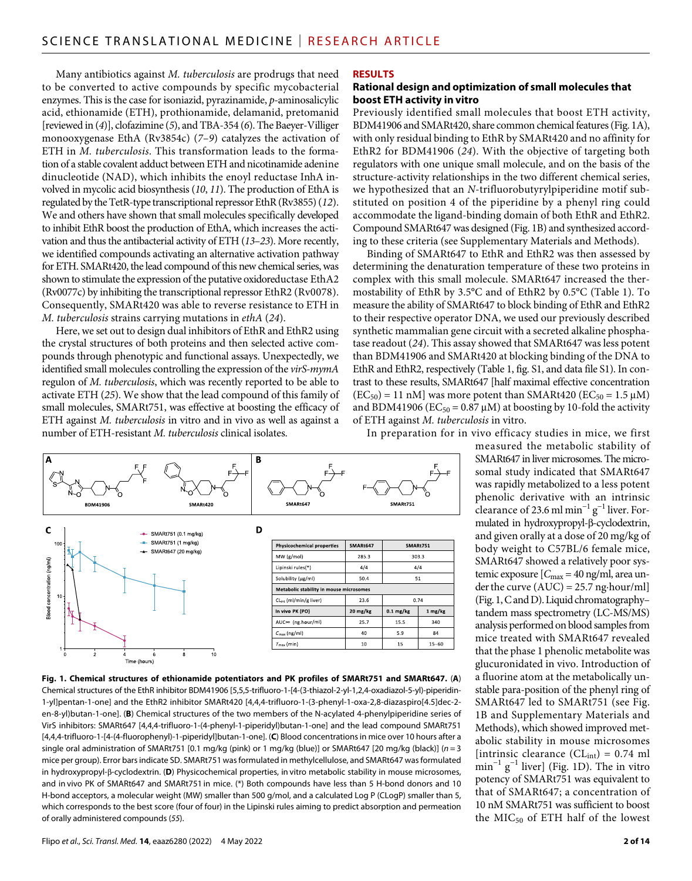Many antibiotics against *M. tuberculosis* are prodrugs that need to be converted to active compounds by specific mycobacterial enzymes. This is the case for isoniazid, pyrazinamide, *p*-aminosalicylic acid, ethionamide (ETH), prothionamide, delamanid, pretomanid [reviewed in (*4*)], clofazimine (*5*), and TBA-354 (*6*). The Baeyer-Villiger monooxygenase EthA (Rv3854c) (*7*–*9*) catalyzes the activation of ETH in *M. tuberculosis*. This transformation leads to the formation of a stable covalent adduct between ETH and nicotinamide adenine dinucleotide (NAD), which inhibits the enoyl reductase InhA involved in mycolic acid biosynthesis (*10*, *11*). The production of EthA is regulated by the TetR-type transcriptional repressor EthR (Rv3855) (*12*). We and others have shown that small molecules specifically developed to inhibit EthR boost the production of EthA, which increases the activation and thus the antibacterial activity of ETH (*13*–*23*). More recently, we identified compounds activating an alternative activation pathway for ETH. SMARt420, the lead compound of this new chemical series, was shown to stimulate the expression of the putative oxidoreductase EthA2 (Rv0077c) by inhibiting the transcriptional repressor EthR2 (Rv0078). Consequently, SMARt420 was able to reverse resistance to ETH in *M. tuberculosis* strains carrying mutations in *ethA* (*24*).

Here, we set out to design dual inhibitors of EthR and EthR2 using the crystal structures of both proteins and then selected active compounds through phenotypic and functional assays. Unexpectedly, we identified small molecules controlling the expression of the *virS-mymA* regulon of *M. tuberculosis*, which was recently reported to be able to activate ETH (*25*). We show that the lead compound of this family of small molecules, SMARt751, was effective at boosting the efficacy of ETH against *M. tuberculosis* in vitro and in vivo as well as against a number of ETH-resistant *M. tuberculosis* clinical isolates.

## RESULTS

### Rational design and optimization of small molecules that boost ETH activity in vitro

Previously identified small molecules that boost ETH activity, BDM41906 and SMARt420, share common chemical features (Fig. 1A), with only residual binding to EthR by SMARt420 and no affinity for EthR2 for BDM41906 (*24*). With the objective of targeting both regulators with one unique small molecule, and on the basis of the structure-activity relationships in the two different chemical series, we hypothesized that an *N*-trifluorobutyrylpiperidine motif substituted on position 4 of the piperidine by a phenyl ring could accommodate the ligand-binding domain of both EthR and EthR2. Compound SMARt647 was designed (Fig. 1B) and synthesized according to these criteria (see Supplementary Materials and Methods).

Binding of SMARt647 to EthR and EthR2 was then assessed by determining the denaturation temperature of these two proteins in complex with this small molecule. SMARt647 increased the thermostability of EthR by 3.5°C and of EthR2 by 0.5°C (Table 1). To measure the ability of SMARt647 to block binding of EthR and EthR2 to their respective operator DNA, we used our previously described synthetic mammalian gene circuit with a secreted alkaline phosphatase readout (*24*). This assay showed that SMARt647 was less potent than BDM41906 and SMARt420 at blocking binding of the DNA to EthR and EthR2, respectively (Table 1, fig. S1, and data file S1). In contrast to these results, SMARt647 [half maximal effective concentration ($EC_{50}$) = 11 nM] was more potent than SMARt420 ($EC_{50}$ = 1.5 μM) and BDM41906 ($EC_{50}$ = 0.87 μM) at boosting by 10-fold the activity of ETH against *M. tuberculosis* in vitro.

In preparation for in vivo efficacy studies in mice, we first measured the metabolic stability of SMARt647 in liver microsomes. The microsomal study indicated that SMARt647 was rapidly metabolized to a less potent phenolic derivative with an intrinsic clearance of 23.6 ml $min^{-1}$ $g^{-1}$ liver. Formulated in hydroxypropyl-β-cyclodextrin, and given orally at a dose of 20 mg/kg of body weight to C57BL/6 female mice, SMARt647 showed a relatively poor systemic exposure [$C_{max}$ = 40 ng/ml, area under the curve (AUC) = 25.7 ng·hour/ml] (Fig. 1, C and D). Liquid chromatography–tandem mass spectrometry (LC-MS/MS) analysis performed on blood samples from mice treated with SMARt647 revealed that the phase 1 phenolic metabolite was glucuronidated in vivo. Introduction of a fluorine atom at the metabolically unstable para-position of the phenyl ring of SMARt647 led to SMARt751 (see Fig. 1B and Supplementary Materials and Methods), which showed improved metabolic stability in mouse microsomes [intrinsic clearance ($CL_{int}$) = 0.74 ml $min^{-1}$ $g^{-1}$ liver] (Fig. 1D). The in vitro potency of SMARt751 was equivalent to that of SMARt647; a concentration of 10 nM SMARt751 was sufficient to boost the $MIC_{50}$ of ETH half of the lowest

| Physicochemical properties | SMARt647 | SMARt751 | |
|---|---|---|---|
| MW (g/mol) | 285.3 | 303.3 | |
| Lipinski rules(*) | 4/4 | 4/4 | |
| Solubility (μg/ml) | 50.4 | 51 | |
| **Metabolic stability in mouse microsomes** | | | |
| $CL_{int}$ (ml/min/g liver) | 23.6 | 0.74 | |
| **In vivo PK (PO)** | **20 mg/kg** | **0.1 mg/kg** | **1 mg/kg** |
| $AUC_{\infty}$ (ng.hour/ml) | 25.7 | 15.5 | 340 |
| $C_{max}$ (ng/ml) | 40 | 5.9 | 84 |
| $T_{max}$ (min) | 10 | 15 | 15–60 |

**Fig. 1. Chemical structures of ethionamide potentiators and PK profiles of SMARt751 and SMARt647.** (**A**) Chemical structures of the EthR inhibitor BDM41906 [5,5,5-trifluoro-1-[4-(3-thiazol-2-yl-1,2,4-oxadiazol-5-yl)-piperidin-1-yl]pentan-1-one] and the EthR2 inhibitor SMARt420 [4,4,4-trifluoro-1-(3-phenyl-1-oxa-2,8-diazaspiro[4.5]dec-2-en-8-yl)butan-1-one]. (**B**) Chemical structures of the two members of the N-acylated 4-phenylpiperidine series of VirS inhibitors: SMARt647 [4,4,4-trifluoro-1-(4-phenyl-1-piperidyl)butan-1-one] and the lead compound SMARt751 [4,4,4-trifluoro-1-[4-(4-fluorophenyl)-1-piperidyl]butan-1-one]. (**C**) Blood concentrations in mice over 10 hours after a single oral administration of SMARt751 [0.1 mg/kg (pink) or 1 mg/kg (blue)] or SMARt647 [20 mg/kg (black)] ($n$ = 3 mice per group). Error bars indicate SD. SMARt751 was formulated in methylcellulose, and SMARt647 was formulated in hydroxypropyl-β-cyclodextrin. (**D**) Physicochemical properties, in vitro metabolic stability in mouse microsomes, and in vivo PK of SMARt647 and SMARt751 in mice. (*) Both compounds have less than 5 H-bond donors and 10 H-bond acceptors, a molecular weight (MW) smaller than 500 g/mol, and a calculated Log P (CLogP) smaller than 5, which corresponds to the best score (four of four) in the Lipinski rules aiming to predict absorption and permeation of orally administered compounds (*55*).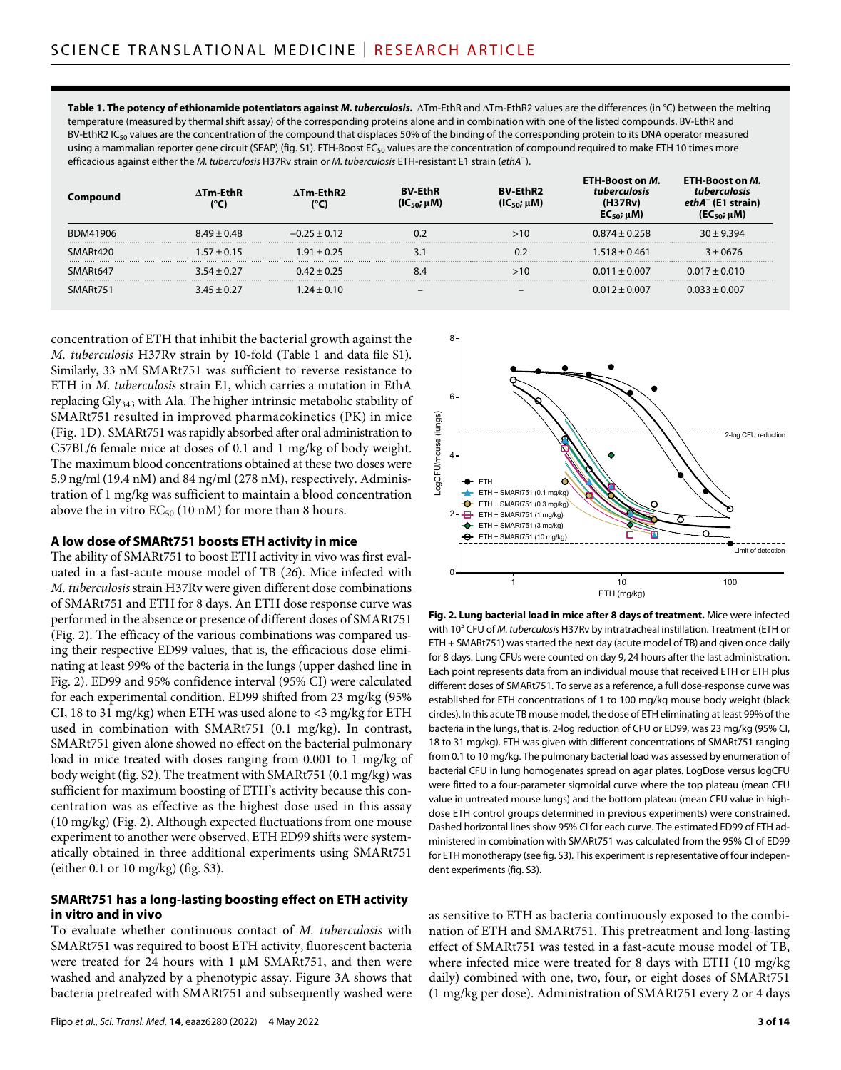**Table 1. The potency of ethionamide potentiators against *M. tuberculosis*.** ΔTm-EthR and ΔTm-EthR2 values are the differences (in °C) between the melting temperature (measured by thermal shift assay) of the corresponding proteins alone and in combination with one of the listed compounds. BV-EthR and BV-EthR2 $IC_{50}$ values are the concentration of the compound that displaces 50% of the binding of the corresponding protein to its DNA operator measured using a mammalian reporter gene circuit (SEAP) (fig. S1). ETH-Boost $EC_{50}$ values are the concentration of compound required to make ETH 10 times more efficacious against either the *M. tuberculosis* H37Rv strain or *M. tuberculosis* ETH-resistant E1 strain (*ethA*⁻).

| Compound | ΔTm-EthR (°C) | ΔTm-EthR2 (°C) | BV-EthR ($IC_{50}$; μM) | BV-EthR2 ($IC_{50}$; μM) | ETH-Boost on *M. tuberculosis* (H37Rv) $EC_{50}$; μM) | ETH-Boost on *M. tuberculosis ethA*⁻ (E1 strain) ($EC_{50}$; μM) |
|---|---|---|---|---|---|---|
| BDM41906 | 8.49 ± 0.48 | −0.25 ± 0.12 | 0.2 | >10 | 0.874 ± 0.258 | 30 ± 9.394 |
| SMARt420 | 1.57 ± 0.15 | 1.91 ± 0.25 | 3.1 | 0.2 | 1.518 ± 0.461 | 3 ± 0676 |
| SMARt647 | 3.54 ± 0.27 | 0.42 ± 0.25 | 8.4 | >10 | 0.011 ± 0.007 | 0.017 ± 0.010 |
| SMARt751 | 3.45 ± 0.27 | 1.24 ± 0.10 | – | – | 0.012 ± 0.007 | 0.033 ± 0.007 |

concentration of ETH that inhibit the bacterial growth against the *M. tuberculosis* H37Rv strain by 10-fold (Table 1 and data file S1). Similarly, 33 nM SMARt751 was sufficient to reverse resistance to ETH in *M. tuberculosis* strain E1, which carries a mutation in EthA replacing $Gly_{343}$ with Ala. The higher intrinsic metabolic stability of SMARt751 resulted in improved pharmacokinetics (PK) in mice (Fig. 1D). SMARt751 was rapidly absorbed after oral administration to C57BL/6 female mice at doses of 0.1 and 1 mg/kg of body weight. The maximum blood concentrations obtained at these two doses were 5.9 ng/ml (19.4 nM) and 84 ng/ml (278 nM), respectively. Administration of 1 mg/kg was sufficient to maintain a blood concentration above the in vitro $EC_{50}$ (10 nM) for more than 8 hours.

### A low dose of SMARt751 boosts ETH activity in mice

The ability of SMARt751 to boost ETH activity in vivo was first evaluated in a fast-acute mouse model of TB (*26*). Mice infected with *M. tuberculosis* strain H37Rv were given different dose combinations of SMARt751 and ETH for 8 days. An ETH dose response curve was performed in the absence or presence of different doses of SMARt751 (Fig. 2). The efficacy of the various combinations was compared using their respective ED99 values, that is, the efficacious dose eliminating at least 99% of the bacteria in the lungs (upper dashed line in Fig. 2). ED99 and 95% confidence interval (95% CI) were calculated for each experimental condition. ED99 shifted from 23 mg/kg (95% CI, 18 to 31 mg/kg) when ETH was used alone to <3 mg/kg for ETH used in combination with SMARt751 (0.1 mg/kg). In contrast, SMARt751 given alone showed no effect on the bacterial pulmonary load in mice treated with doses ranging from 0.001 to 1 mg/kg of body weight (fig. S2). The treatment with SMARt751 (0.1 mg/kg) was sufficient for maximum boosting of ETH's activity because this concentration was as effective as the highest dose used in this assay (10 mg/kg) (Fig. 2). Although expected fluctuations from one mouse experiment to another were observed, ETH ED99 shifts were systematically obtained in three additional experiments using SMARt751 (either 0.1 or 10 mg/kg) (fig. S3).

**Fig. 2. Lung bacterial load in mice after 8 days of treatment.** Mice were infected with $10^5$ CFU of *M. tuberculosis* H37Rv by intratracheal instillation. Treatment (ETH or ETH + SMARt751) was started the next day (acute model of TB) and given once daily for 8 days. Lung CFUs were counted on day 9, 24 hours after the last administration. Each point represents data from an individual mouse that received ETH or ETH plus different doses of SMARt751. To serve as a reference, a full dose-response curve was established for ETH concentrations of 1 to 100 mg/kg mouse body weight (black circles). In this acute TB mouse model, the dose of ETH eliminating at least 99% of the bacteria in the lungs, that is, 2-log reduction of CFU or ED99, was 23 mg/kg (95% CI, 18 to 31 mg/kg). ETH was given with different concentrations of SMARt751 ranging from 0.1 to 10 mg/kg. The pulmonary bacterial load was assessed by enumeration of bacterial CFU in lung homogenates spread on agar plates. LogDose versus logCFU were fitted to a four-parameter sigmoidal curve where the top plateau (mean CFU value in untreated mouse lungs) and the bottom plateau (mean CFU value in high-dose ETH control groups determined in previous experiments) were constrained. Dashed horizontal lines show 95% CI for each curve. The estimated ED99 of ETH administered in combination with SMARt751 was calculated from the 95% CI of ED99 for ETH monotherapy (see fig. S3). This experiment is representative of four independent experiments (fig. S3).

### SMARt751 has a long-lasting boosting effect on ETH activity in vitro and in vivo

To evaluate whether continuous contact of *M. tuberculosis* with SMARt751 was required to boost ETH activity, fluorescent bacteria were treated for 24 hours with 1 μM SMARt751, and then were washed and analyzed by a phenotypic assay. Figure 3A shows that bacteria pretreated with SMARt751 and subsequently washed were as sensitive to ETH as bacteria continuously exposed to the combination of ETH and SMARt751. This pretreatment and long-lasting effect of SMARt751 was tested in a fast-acute mouse model of TB, where infected mice were treated for 8 days with ETH (10 mg/kg daily) combined with one, two, four, or eight doses of SMARt751 (1 mg/kg per dose). Administration of SMARt751 every 2 or 4 days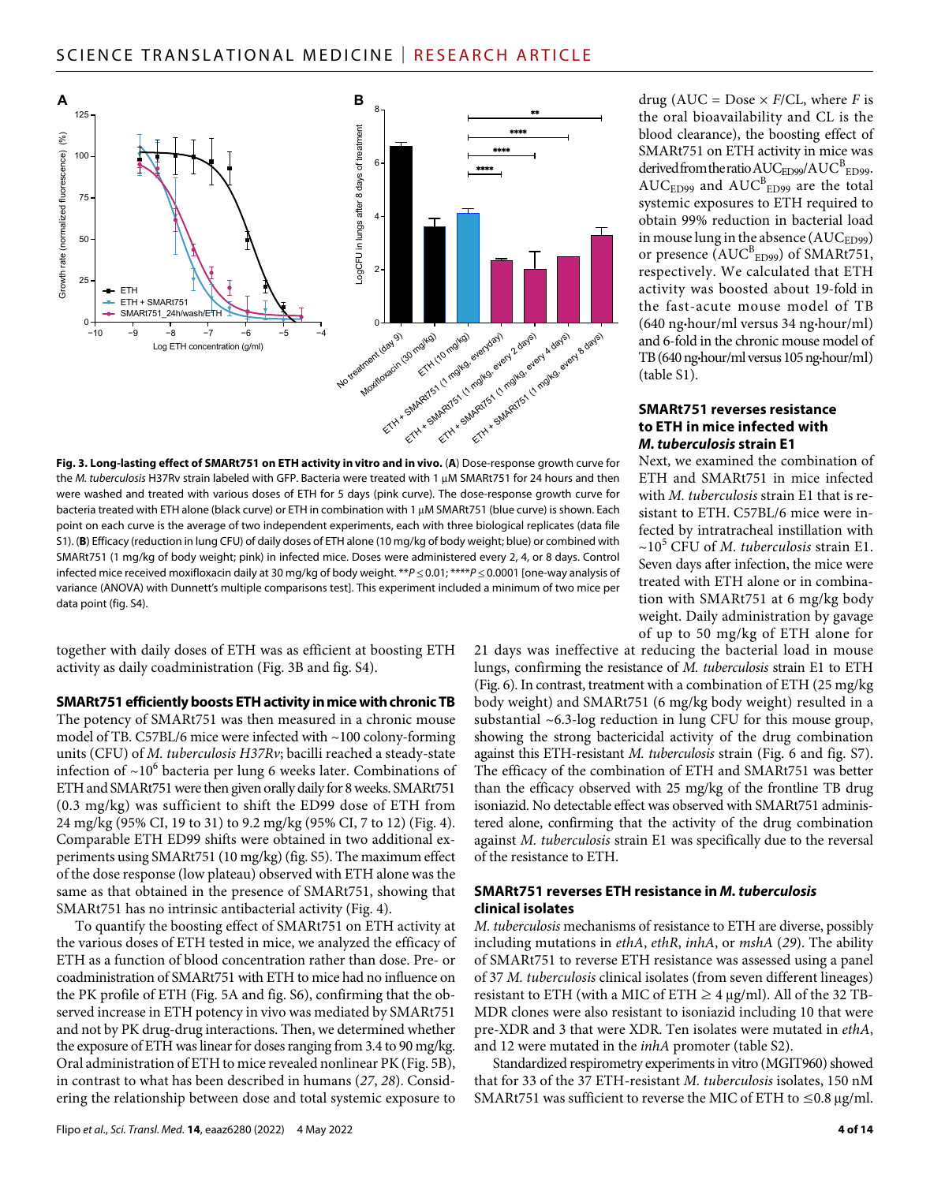drug (AUC = Dose × $F$/CL, where $F$ is the oral bioavailability and CL is the blood clearance), the boosting effect of SMARt751 on ETH activity in mice was derived from the ratio $AUC_{ED99}/AUC^{B}_{ED99}$. $AUC_{ED99}$ and $AUC^{B}_{ED99}$ are the total systemic exposures to ETH required to obtain 99% reduction in bacterial load in mouse lung in the absence ($AUC_{ED99}$) or presence ($AUC^{B}_{ED99}$) of SMARt751, respectively. We calculated that ETH activity was boosted about 19-fold in the fast-acute mouse model of TB (640 ng·hour/ml versus 34 ng·hour/ml) and 6-fold in the chronic mouse model of TB (640 ng·hour/ml versus 105 ng·hour/ml) (table S1).

**Fig. 3. Long-lasting effect of SMARt751 on ETH activity in vitro and in vivo.** (**A**) Dose-response growth curve for the *M. tuberculosis* H37Rv strain labeled with GFP. Bacteria were treated with 1 μM SMARt751 for 24 hours and then were washed and treated with various doses of ETH for 5 days (pink curve). The dose-response growth curve for bacteria treated with ETH alone (black curve) or ETH in combination with 1 μM SMARt751 (blue curve) is shown. Each point on each curve is the average of two independent experiments, each with three biological replicates (data file S1). (**B**) Efficacy (reduction in lung CFU) of daily doses of ETH alone (10 mg/kg of body weight; blue) or combined with SMARt751 (1 mg/kg of body weight; pink) in infected mice. Doses were administered every 2, 4, or 8 days. Control infected mice received moxifloxacin daily at 30 mg/kg of body weight. $^{**}P \leq 0.01$; $^{****}P \leq 0.0001$ [one-way analysis of variance (ANOVA) with Dunnett's multiple comparisons test]. This experiment included a minimum of two mice per data point (fig. S4).

together with daily doses of ETH was as efficient at boosting ETH activity as daily coadministration (Fig. 3B and fig. S4).

### SMARt751 efficiently boosts ETH activity in mice with chronic TB

The potency of SMARt751 was then measured in a chronic mouse model of TB. C57BL/6 mice were infected with ~100 colony-forming units (CFU) of *M. tuberculosis H37Rv*; bacilli reached a steady-state infection of ~$10^6$ bacteria per lung 6 weeks later. Combinations of ETH and SMARt751 were then given orally daily for 8 weeks. SMARt751 (0.3 mg/kg) was sufficient to shift the ED99 dose of ETH from 24 mg/kg (95% CI, 19 to 31) to 9.2 mg/kg (95% CI, 7 to 12) (Fig. 4). Comparable ETH ED99 shifts were obtained in two additional experiments using SMARt751 (10 mg/kg) (fig. S5). The maximum effect of the dose response (low plateau) observed with ETH alone was the same as that obtained in the presence of SMARt751, showing that SMARt751 has no intrinsic antibacterial activity (Fig. 4).

To quantify the boosting effect of SMARt751 on ETH activity at the various doses of ETH tested in mice, we analyzed the efficacy of ETH as a function of blood concentration rather than dose. Pre- or coadministration of SMARt751 with ETH to mice had no influence on the PK profile of ETH (Fig. 5A and fig. S6), confirming that the observed increase in ETH potency in vivo was mediated by SMARt751 and not by PK drug-drug interactions. Then, we determined whether the exposure of ETH was linear for doses ranging from 3.4 to 90 mg/kg. Oral administration of ETH to mice revealed nonlinear PK (Fig. 5B), in contrast to what has been described in humans (*27*, *28*). Considering the relationship between dose and total systemic exposure to

### SMARt751 reverses resistance to ETH in mice infected with *M. tuberculosis* strain E1

Next, we examined the combination of ETH and SMARt751 in mice infected with *M. tuberculosis* strain E1 that is resistant to ETH. C57BL/6 mice were infected by intratracheal instillation with ~$10^5$ CFU of *M. tuberculosis* strain E1. Seven days after infection, the mice were treated with ETH alone or in combination with SMARt751 at 6 mg/kg body weight. Daily administration by gavage of up to 50 mg/kg of ETH alone for 21 days was ineffective at reducing the bacterial load in mouse lungs, confirming the resistance of *M. tuberculosis* strain E1 to ETH (Fig. 6). In contrast, treatment with a combination of ETH (25 mg/kg body weight) and SMARt751 (6 mg/kg body weight) resulted in a substantial ~6.3-log reduction in lung CFU for this mouse group, showing the strong bactericidal activity of the drug combination against this ETH-resistant *M. tuberculosis* strain (Fig. 6 and fig. S7). The efficacy of the combination of ETH and SMARt751 was better than the efficacy observed with 25 mg/kg of the frontline TB drug isoniazid. No detectable effect was observed with SMARt751 administered alone, confirming that the activity of the drug combination against *M. tuberculosis* strain E1 was specifically due to the reversal of the resistance to ETH.

### SMARt751 reverses ETH resistance in *M. tuberculosis* clinical isolates

*M. tuberculosis* mechanisms of resistance to ETH are diverse, possibly including mutations in *ethA*, *ethR*, *inhA*, or *mshA* (*29*). The ability of SMARt751 to reverse ETH resistance was assessed using a panel of 37 *M. tuberculosis* clinical isolates (from seven different lineages) resistant to ETH (with a MIC of ETH ≥ 4 μg/ml). All of the 32 TB-MDR clones were also resistant to isoniazid including 10 that were pre-XDR and 3 that were XDR. Ten isolates were mutated in *ethA*, and 12 were mutated in the *inhA* promoter (table S2).

Standardized respirometry experiments in vitro (MGIT960) showed that for 33 of the 37 ETH-resistant *M. tuberculosis* isolates, 150 nM SMARt751 was sufficient to reverse the MIC of ETH to ≤0.8 μg/ml.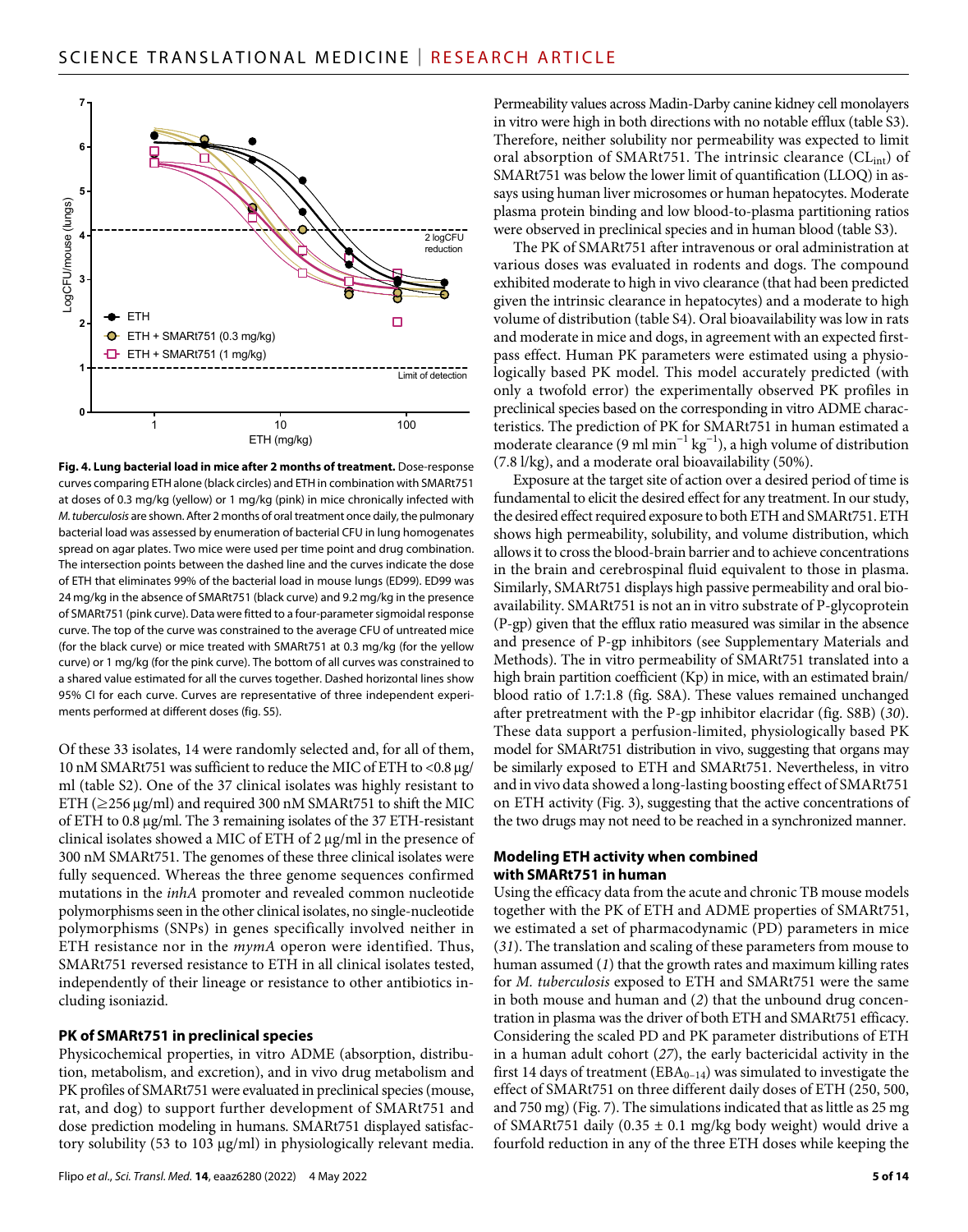**Fig. 4. Lung bacterial load in mice after 2 months of treatment.** Dose-response curves comparing ETH alone (black circles) and ETH in combination with SMARt751 at doses of 0.3 mg/kg (yellow) or 1 mg/kg (pink) in mice chronically infected with *M. tuberculosis* are shown. After 2 months of oral treatment once daily, the pulmonary bacterial load was assessed by enumeration of bacterial CFU in lung homogenates spread on agar plates. Two mice were used per time point and drug combination. The intersection points between the dashed line and the curves indicate the dose of ETH that eliminates 99% of the bacterial load in mouse lungs (ED99). ED99 was 24 mg/kg in the absence of SMARt751 (black curve) and 9.2 mg/kg in the presence of SMARt751 (pink curve). Data were fitted to a four-parameter sigmoidal response curve. The top of the curve was constrained to the average CFU of untreated mice (for the black curve) or mice treated with SMARt751 at 0.3 mg/kg (for the yellow curve) or 1 mg/kg (for the pink curve). The bottom of all curves was constrained to a shared value estimated for all the curves together. Dashed horizontal lines show 95% CI for each curve. Curves are representative of three independent experiments performed at different doses (fig. S5).

Of these 33 isolates, 14 were randomly selected and, for all of them, 10 nM SMARt751 was sufficient to reduce the MIC of ETH to <0.8 μg/ml (table S2). One of the 37 clinical isolates was highly resistant to ETH (≥256 μg/ml) and required 300 nM SMARt751 to shift the MIC of ETH to 0.8 μg/ml. The 3 remaining isolates of the 37 ETH-resistant clinical isolates showed a MIC of ETH of 2 μg/ml in the presence of 300 nM SMARt751. The genomes of these three clinical isolates were fully sequenced. Whereas the three genome sequences confirmed mutations in the *inhA* promoter and revealed common nucleotide polymorphisms seen in the other clinical isolates, no single-nucleotide polymorphisms (SNPs) in genes specifically involved neither in ETH resistance nor in the *mymA* operon were identified. Thus, SMARt751 reversed resistance to ETH in all clinical isolates tested, independently of their lineage or resistance to other antibiotics including isoniazid.

### PK of SMARt751 in preclinical species

Physicochemical properties, in vitro ADME (absorption, distribution, metabolism, and excretion), and in vivo drug metabolism and PK profiles of SMARt751 were evaluated in preclinical species (mouse, rat, and dog) to support further development of SMARt751 and dose prediction modeling in humans. SMARt751 displayed satisfactory solubility (53 to 103 μg/ml) in physiologically relevant media. Permeability values across Madin-Darby canine kidney cell monolayers in vitro were high in both directions with no notable efflux (table S3). Therefore, neither solubility nor permeability was expected to limit oral absorption of SMARt751. The intrinsic clearance ($CL_{int}$) of SMARt751 was below the lower limit of quantification (LLOQ) in assays using human liver microsomes or human hepatocytes. Moderate plasma protein binding and low blood-to-plasma partitioning ratios were observed in preclinical species and in human blood (table S3).

The PK of SMARt751 after intravenous or oral administration at various doses was evaluated in rodents and dogs. The compound exhibited moderate to high in vivo clearance (that had been predicted given the intrinsic clearance in hepatocytes) and a moderate to high volume of distribution (table S4). Oral bioavailability was low in rats and moderate in mice and dogs, in agreement with an expected first-pass effect. Human PK parameters were estimated using a physiologically based PK model. This model accurately predicted (with only a twofold error) the experimentally observed PK profiles in preclinical species based on the corresponding in vitro ADME characteristics. The prediction of PK for SMARt751 in human estimated a moderate clearance (9 ml $min^{-1}$ $kg^{-1}$), a high volume of distribution (7.8 l/kg), and a moderate oral bioavailability (50%).

Exposure at the target site of action over a desired period of time is fundamental to elicit the desired effect for any treatment. In our study, the desired effect required exposure to both ETH and SMARt751. ETH shows high permeability, solubility, and volume distribution, which allows it to cross the blood-brain barrier and to achieve concentrations in the brain and cerebrospinal fluid equivalent to those in plasma. Similarly, SMARt751 displays high passive permeability and oral bioavailability. SMARt751 is not an in vitro substrate of P-glycoprotein (P-gp) given that the efflux ratio measured was similar in the absence and presence of P-gp inhibitors (see Supplementary Materials and Methods). The in vitro permeability of SMARt751 translated into a high brain partition coefficient (Kp) in mice, with an estimated brain/blood ratio of 1.7:1.8 (fig. S8A). These values remained unchanged after pretreatment with the P-gp inhibitor elacridar (fig. S8B) (*30*). These data support a perfusion-limited, physiologically based PK model for SMARt751 distribution in vivo, suggesting that organs may be similarly exposed to ETH and SMARt751. Nevertheless, in vitro and in vivo data showed a long-lasting boosting effect of SMARt751 on ETH activity (Fig. 3), suggesting that the active concentrations of the two drugs may not need to be reached in a synchronized manner.

### Modeling ETH activity when combined with SMARt751 in human

Using the efficacy data from the acute and chronic TB mouse models together with the PK of ETH and ADME properties of SMARt751, we estimated a set of pharmacodynamic (PD) parameters in mice (*31*). The translation and scaling of these parameters from mouse to human assumed (*1*) that the growth rates and maximum killing rates for *M. tuberculosis* exposed to ETH and SMARt751 were the same in both mouse and human and (*2*) that the unbound drug concentration in plasma was the driver of both ETH and SMARt751 efficacy. Considering the scaled PD and PK parameter distributions of ETH in a human adult cohort (*27*), the early bactericidal activity in the first 14 days of treatment ($EBA_{0-14}$) was simulated to investigate the effect of SMARt751 on three different daily doses of ETH (250, 500, and 750 mg) (Fig. 7). The simulations indicated that as little as 25 mg of SMARt751 daily (0.35 ± 0.1 mg/kg body weight) would drive a fourfold reduction in any of the three ETH doses while keeping the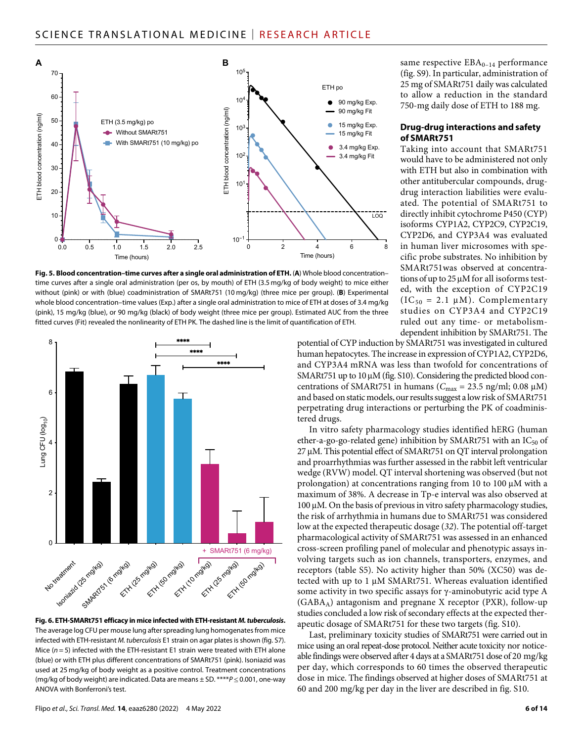same respective $EBA_{0-14}$ performance (fig. S9). In particular, administration of 25 mg of SMARt751 daily was calculated to allow a reduction in the standard 750-mg daily dose of ETH to 188 mg.

### Drug-drug interactions and safety of SMARt751

Taking into account that SMARt751 would have to be administered not only with ETH but also in combination with other antitubercular compounds, drug-drug interaction liabilities were evaluated. The potential of SMARt751 to directly inhibit cytochrome P450 (CYP) isoforms CYP1A2, CYP2C9, CYP2C19, CYP2D6, and CYP3A4 was evaluated in human liver microsomes with specific probe substrates. No inhibition by SMARt751was observed at concentrations of up to 25 μM for all isoforms tested, with the exception of CYP2C19 ($IC_{50}$ = 2.1 μM). Complementary studies on CYP3A4 and CYP2C19 ruled out any time- or metabolism-dependent inhibition by SMARt751. The potential of CYP induction by SMARt751 was investigated in cultured human hepatocytes. The increase in expression of CYP1A2, CYP2D6, and CYP3A4 mRNA was less than twofold for concentrations of SMARt751 up to 10 μM (fig. S10). Considering the predicted blood concentrations of SMARt751 in humans ($C_{max}$ = 23.5 ng/ml; 0.08 μM) and based on static models, our results suggest a low risk of SMARt751 perpetrating drug interactions or perturbing the PK of coadministered drugs.

In vitro safety pharmacology studies identified hERG (human ether-a-go-go-related gene) inhibition by SMARt751 with an $IC_{50}$ of 27 μM. This potential effect of SMARt751 on QT interval prolongation and proarrhythmias was further assessed in the rabbit left ventricular wedge (RVW) model. QT interval shortening was observed (but not prolongation) at concentrations ranging from 10 to 100 μM with a maximum of 38%. A decrease in Tp-e interval was also observed at 100 μM. On the basis of previous in vitro safety pharmacology studies, the risk of arrhythmia in humans due to SMARt751 was considered low at the expected therapeutic dosage (*32*). The potential off-target pharmacological activity of SMARt751 was assessed in an enhanced cross-screen profiling panel of molecular and phenotypic assays involving targets such as ion channels, transporters, enzymes, and receptors (table S5). No activity higher than 50% (XC50) was detected with up to 1 μM SMARt751. Whereas evaluation identified some activity in two specific assays for γ-aminobutyric acid type A ($GABA_A$) antagonism and pregnane X receptor (PXR), follow-up studies concluded a low risk of secondary effects at the expected therapeutic dosage of SMARt751 for these two targets (fig. S10).

Last, preliminary toxicity studies of SMARt751 were carried out in mice using an oral repeat-dose protocol. Neither acute toxicity nor noticeable findings were observed after 4 days at a SMARt751 dose of 20 mg/kg per day, which corresponds to 60 times the observed therapeutic dose in mice. The findings observed at higher doses of SMARt751 at 60 and 200 mg/kg per day in the liver are described in fig. S10.

**Fig. 5. Blood concentration–time curves after a single oral administration of ETH.** (**A**) Whole blood concentration–time curves after a single oral administration (per os, by mouth) of ETH (3.5 mg/kg of body weight) to mice either without (pink) or with (blue) coadministration of SMARt751 (10 mg/kg) (three mice per group). (**B**) Experimental whole blood concentration–time values (Exp.) after a single oral administration to mice of ETH at doses of 3.4 mg/kg (pink), 15 mg/kg (blue), or 90 mg/kg (black) of body weight (three mice per group). Estimated AUC from the three fitted curves (Fit) revealed the nonlinearity of ETH PK. The dashed line is the limit of quantification of ETH.

**Fig. 6. ETH-SMARt751 efficacy in mice infected with ETH-resistant *M. tuberculosis*.** The average log CFU per mouse lung after spreading lung homogenates from mice infected with ETH-resistant *M. tuberculosis* E1 strain on agar plates is shown (fig. S7). Mice (*n* = 5) infected with the ETH-resistant E1 strain were treated with ETH alone (blue) or with ETH plus different concentrations of SMARt751 (pink). Isoniazid was used at 25 mg/kg of body weight as a positive control. Treatment concentrations (mg/kg of body weight) are indicated. Data are means ± SD. ****$P \leq 0.001$, one-way ANOVA with Bonferroni's test.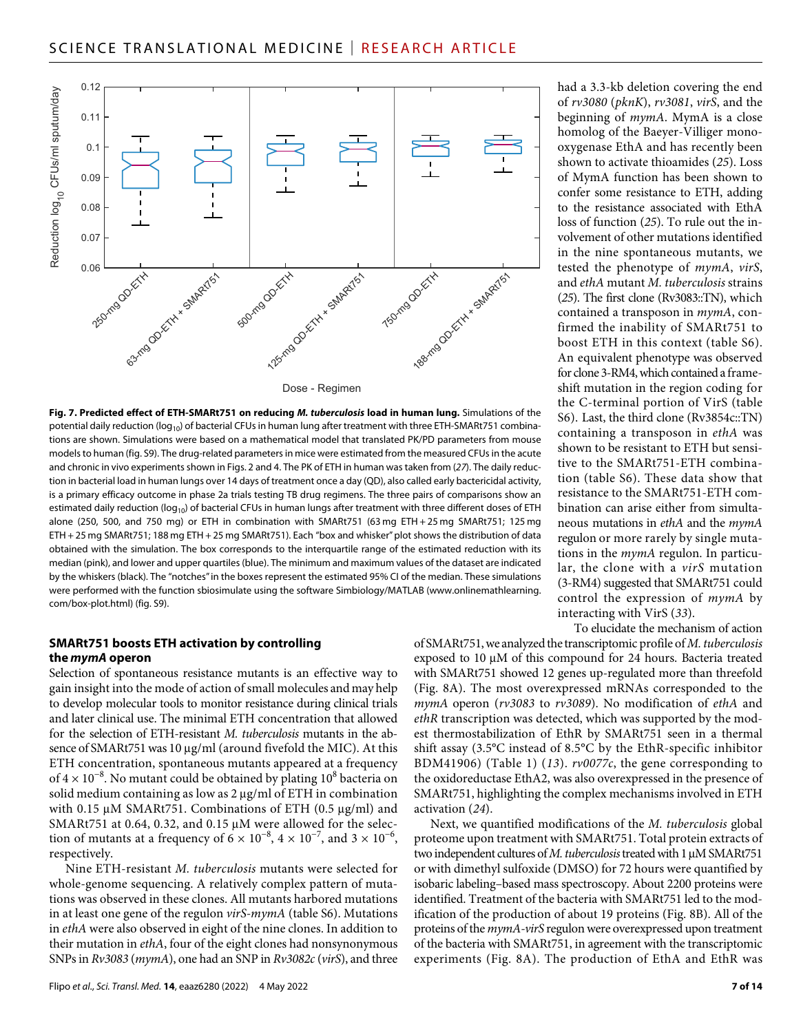**Fig. 7. Predicted effect of ETH-SMARt751 on reducing *M. tuberculosis* load in human lung.** Simulations of the potential daily reduction ($\log_{10}$) of bacterial CFUs in human lung after treatment with three ETH-SMARt751 combinations are shown. Simulations were based on a mathematical model that translated PK/PD parameters from mouse models to human (fig. S9). The drug-related parameters in mice were estimated from the measured CFUs in the acute and chronic in vivo experiments shown in Figs. 2 and 4. The PK of ETH in human was taken from (*27*). The daily reduction in bacterial load in human lungs over 14 days of treatment once a day (QD), also called early bactericidal activity, is a primary efficacy outcome in phase 2a trials testing TB drug regimens. The three pairs of comparisons show an estimated daily reduction ($\log_{10}$) of bacterial CFUs in human lungs after treatment with three different doses of ETH alone (250, 500, and 750 mg) or ETH in combination with SMARt751 (63 mg ETH + 25 mg SMARt751; 125 mg ETH + 25 mg SMARt751; 188 mg ETH + 25 mg SMARt751). Each "box and whisker" plot shows the distribution of data obtained with the simulation. The box corresponds to the interquartile range of the estimated reduction with its median (pink), and lower and upper quartiles (blue). The minimum and maximum values of the dataset are indicated by the whiskers (black). The "notches" in the boxes represent the estimated 95% CI of the median. These simulations were performed with the function sbiosimulate using the software Simbiology/MATLAB (www.onlinemathlearning.com/box-plot.html) (fig. S9).

## SMARt751 boosts ETH activation by controlling the *mymA* operon

Selection of spontaneous resistance mutants is an effective way to gain insight into the mode of action of small molecules and may help to develop molecular tools to monitor resistance during clinical trials and later clinical use. The minimal ETH concentration that allowed for the selection of ETH-resistant *M. tuberculosis* mutants in the absence of SMARt751 was 10 μg/ml (around fivefold the MIC). At this ETH concentration, spontaneous mutants appeared at a frequency of $4 \times 10^{-8}$. No mutant could be obtained by plating $10^8$ bacteria on solid medium containing as low as 2 μg/ml of ETH in combination with 0.15 μM SMARt751. Combinations of ETH (0.5 μg/ml) and SMARt751 at 0.64, 0.32, and 0.15 μM were allowed for the selection of mutants at a frequency of $6 \times 10^{-8}$, $4 \times 10^{-7}$, and $3 \times 10^{-6}$, respectively.

Nine ETH-resistant *M. tuberculosis* mutants were selected for whole-genome sequencing. A relatively complex pattern of mutations was observed in these clones. All mutants harbored mutations in at least one gene of the regulon *virS-mymA* (table S6). Mutations in *ethA* were also observed in eight of the nine clones. In addition to their mutation in *ethA*, four of the eight clones had nonsynonymous SNPs in *Rv3083* (*mymA*), one had an SNP in *Rv3082c* (*virS*), and three had a 3.3-kb deletion covering the end of *rv3080* (*pknK*), *rv3081*, *virS*, and the beginning of *mymA*. MymA is a close homolog of the Baeyer-Villiger monooxygenase EthA and has recently been shown to activate thioamides (*25*). Loss of MymA function has been shown to confer some resistance to ETH, adding to the resistance associated with EthA loss of function (*25*). To rule out the involvement of other mutations identified in the nine spontaneous mutants, we tested the phenotype of *mymA*, *virS*, and *ethA* mutant *M. tuberculosis* strains (*25*). The first clone (Rv3083::TN), which contained a transposon in *mymA*, confirmed the inability of SMARt751 to boost ETH in this context (table S6). An equivalent phenotype was observed for clone 3-RM4, which contained a frameshift mutation in the region coding for the C-terminal portion of VirS (table S6). Last, the third clone (Rv3854c::TN) containing a transposon in *ethA* was shown to be resistant to ETH but sensitive to the SMARt751-ETH combination (table S6). These data show that resistance to the SMARt751-ETH combination can arise either from simultaneous mutations in *ethA* and the *mymA* regulon or more rarely by single mutations in the *mymA* regulon. In particular, the clone with a *virS* mutation (3-RM4) suggested that SMARt751 could control the expression of *mymA* by interacting with VirS (*33*).

To elucidate the mechanism of action of SMARt751, we analyzed the transcriptomic profile of *M. tuberculosis* exposed to 10 μM of this compound for 24 hours. Bacteria treated with SMARt751 showed 12 genes up-regulated more than threefold (Fig. 8A). The most overexpressed mRNAs corresponded to the *mymA* operon (*rv3083* to *rv3089*). No modification of *ethA* and *ethR* transcription was detected, which was supported by the modest thermostabilization of EthR by SMARt751 seen in a thermal shift assay (3.5°C instead of 8.5°C by the EthR-specific inhibitor BDM41906) (Table 1) (*13*). *rv0077c*, the gene corresponding to the oxidoreductase EthA2, was also overexpressed in the presence of SMARt751, highlighting the complex mechanisms involved in ETH activation (*24*).

Next, we quantified modifications of the *M. tuberculosis* global proteome upon treatment with SMARt751. Total protein extracts of two independent cultures of *M. tuberculosis* treated with 1 μM SMARt751 or with dimethyl sulfoxide (DMSO) for 72 hours were quantified by isobaric labeling–based mass spectroscopy. About 2200 proteins were identified. Treatment of the bacteria with SMARt751 led to the modification of the production of about 19 proteins (Fig. 8B). All of the proteins of the *mymA-virS* regulon were overexpressed upon treatment of the bacteria with SMARt751, in agreement with the transcriptomic experiments (Fig. 8A). The production of EthA and EthR was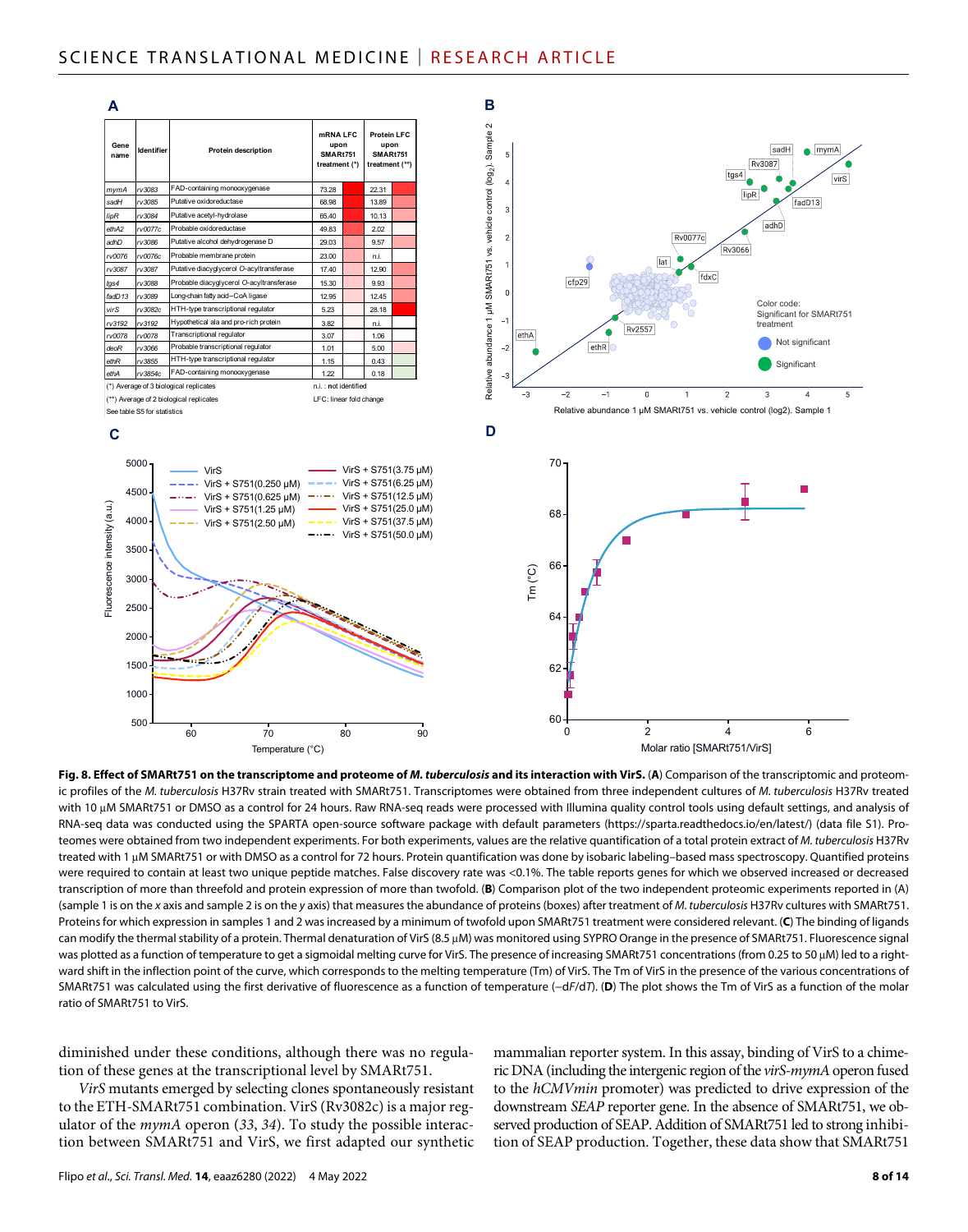**A**

| Gene name | Identifier | Protein description | mRNA LFC upon SMARt751 treatment (*) | Protein LFC upon SMARt751 treatment (**) |
|---|---|---|---|---|
| *mymA* | *rv3083* | FAD-containing monooxygenase | 73.28 | 22.31 |
| *sadH* | *rv3085* | Putative oxidoreductase | 68.98 | 13.89 |
| *lipR* | *rv3084* | Putative acetyl-hydrolase | 65.40 | 10.13 |
| *ethA2* | *rv0077c* | Probable oxidoreductase | 49.83 | 2.02 |
| *adhD* | *rv3086* | Putative alcohol dehydrogenase D | 29.03 | 9.57 |
| *rv0076* | *rv0076c* | Probable membrane protein | 23.00 | n.i. |
| *rv3087* | *rv3087* | Putative diacylglycerol O-acyltransferase | 17.40 | 12.90 |
| *tgs4* | *rv3088* | Probable diacylglycerol O-acyltransferase | 15.30 | 9.93 |
| *fadD13* | *rv3089* | Long-chain fatty acid–CoA ligase | 12.95 | 12.45 |
| *virS* | *rv3082c* | HTH-type transcriptional regulator | 5.23 | 28.18 |
| *rv3192* | *rv3192* | Hypothetical ala and pro-rich protein | 3.82 | n.i. |
| *rv0078* | *rv0078* | Transcriptional regulator | 3.07 | 1.06 |
| *deoR* | *rv3066* | Probable transcriptional regulator | 1.01 | 5.00 |
| *ethR* | *rv3855* | HTH-type transcriptional regulator | 1.15 | 0.43 |
| *ethA* | *rv3854c* | FAD-containing monooxygenase | 1.22 | 0.18 |

(*) Average of 3 biological replicates
(**) Average of 2 biological replicates
See table S5 for statistics
n.i.: not identified
LFC: linear fold change

**Fig. 8. Effect of SMARt751 on the transcriptome and proteome of *M. tuberculosis* and its interaction with VirS.** (**A**) Comparison of the transcriptomic and proteomic profiles of the *M. tuberculosis* H37Rv strain treated with SMARt751. Transcriptomes were obtained from three independent cultures of *M. tuberculosis* H37Rv treated with 10 μM SMARt751 or DMSO as a control for 24 hours. Raw RNA-seq reads were processed with Illumina quality control tools using default settings, and analysis of RNA-seq data was conducted using the SPARTA open-source software package with default parameters (https://sparta.readthedocs.io/en/latest/) (data file S1). Proteomes were obtained from two independent experiments. For both experiments, values are the relative quantification of a total protein extract of *M. tuberculosis* H37Rv treated with 1 μM SMARt751 or with DMSO as a control for 72 hours. Protein quantification was done by isobaric labeling–based mass spectroscopy. Quantified proteins were required to contain at least two unique peptide matches. False discovery rate was <0.1%. The table reports genes for which we observed increased or decreased transcription of more than threefold and protein expression of more than twofold. (**B**) Comparison plot of the two independent proteomic experiments reported in (A) (sample 1 is on the *x* axis and sample 2 is on the *y* axis) that measures the abundance of proteins (boxes) after treatment of *M. tuberculosis* H37Rv cultures with SMARt751. Proteins for which expression in samples 1 and 2 was increased by a minimum of twofold upon SMARt751 treatment were considered relevant. (**C**) The binding of ligands can modify the thermal stability of a protein. Thermal denaturation of VirS (8.5 μM) was monitored using SYPRO Orange in the presence of SMARt751. Fluorescence signal was plotted as a function of temperature to get a sigmoidal melting curve for VirS. The presence of increasing SMARt751 concentrations (from 0.25 to 50 μM) led to a rightward shift in the inflection point of the curve, which corresponds to the melting temperature (Tm) of VirS. The Tm of VirS in the presence of the various concentrations of SMARt751 was calculated using the first derivative of fluorescence as a function of temperature (−d*F*/d*T*). (**D**) The plot shows the Tm of VirS as a function of the molar ratio of SMARt751 to VirS.

diminished under these conditions, although there was no regulation of these genes at the transcriptional level by SMARt751.

*VirS* mutants emerged by selecting clones spontaneously resistant to the ETH-SMARt751 combination. VirS (Rv3082c) is a major regulator of the *mymA* operon (*33*, *34*). To study the possible interaction between SMARt751 and VirS, we first adapted our synthetic mammalian reporter system. In this assay, binding of VirS to a chimeric DNA (including the intergenic region of the *virS-mymA* operon fused to the *hCMVmin* promoter) was predicted to drive expression of the downstream *SEAP* reporter gene. In the absence of SMARt751, we observed production of SEAP. Addition of SMARt751 led to strong inhibition of SEAP production. Together, these data show that SMARt751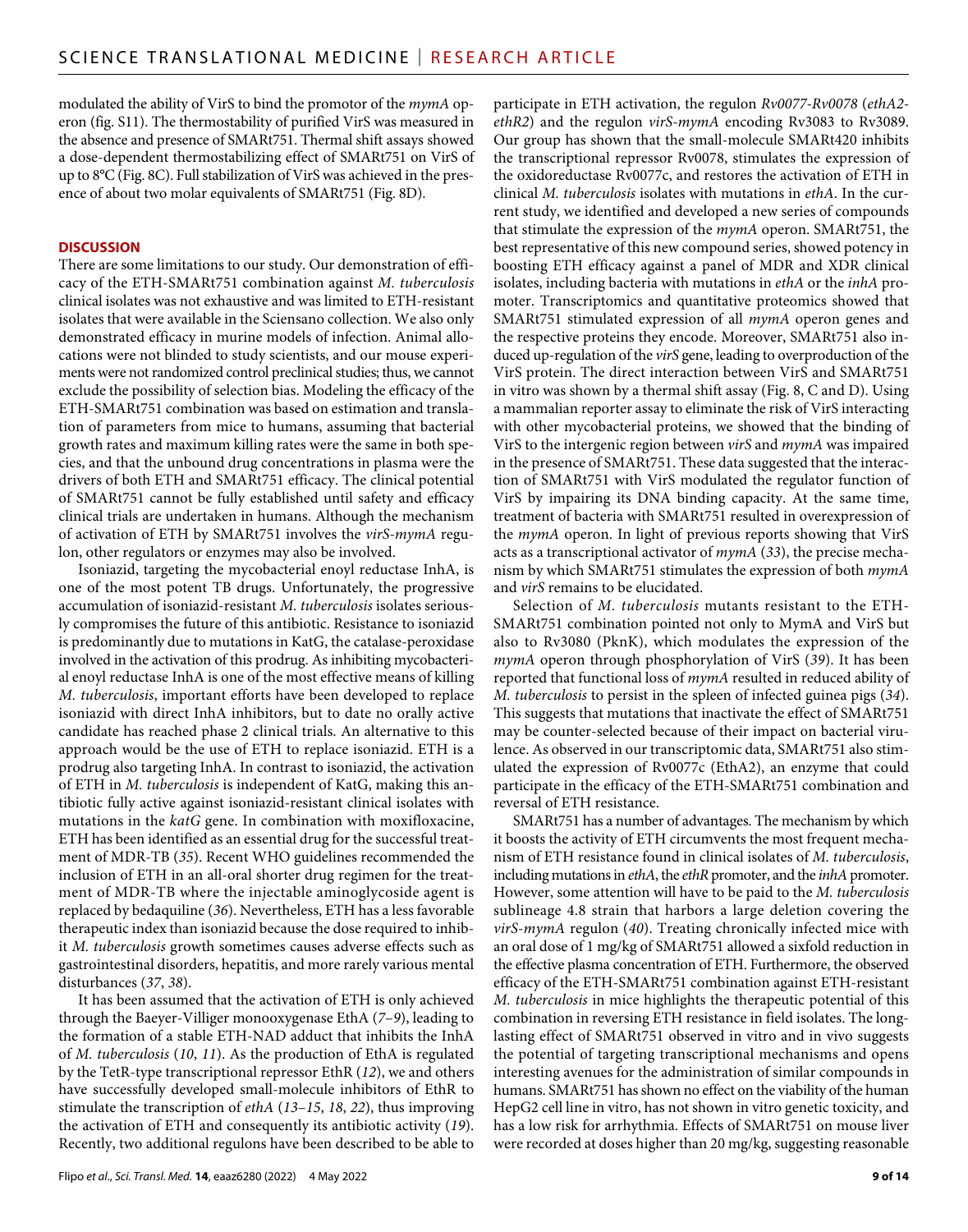modulated the ability of VirS to bind the promotor of the *mymA* operon (fig. S11). The thermostability of purified VirS was measured in the absence and presence of SMARt751. Thermal shift assays showed a dose-dependent thermostabilizing effect of SMARt751 on VirS of up to 8°C (Fig. 8C). Full stabilization of VirS was achieved in the presence of about two molar equivalents of SMARt751 (Fig. 8D).

## DISCUSSION

There are some limitations to our study. Our demonstration of efficacy of the ETH-SMARt751 combination against *M. tuberculosis* clinical isolates was not exhaustive and was limited to ETH-resistant isolates that were available in the Sciensano collection. We also only demonstrated efficacy in murine models of infection. Animal allocations were not blinded to study scientists, and our mouse experiments were not randomized control preclinical studies; thus, we cannot exclude the possibility of selection bias. Modeling the efficacy of the ETH-SMARt751 combination was based on estimation and translation of parameters from mice to humans, assuming that bacterial growth rates and maximum killing rates were the same in both species, and that the unbound drug concentrations in plasma were the drivers of both ETH and SMARt751 efficacy. The clinical potential of SMARt751 cannot be fully established until safety and efficacy clinical trials are undertaken in humans. Although the mechanism of activation of ETH by SMARt751 involves the *virS-mymA* regulon, other regulators or enzymes may also be involved.

Isoniazid, targeting the mycobacterial enoyl reductase InhA, is one of the most potent TB drugs. Unfortunately, the progressive accumulation of isoniazid-resistant *M. tuberculosis* isolates seriously compromises the future of this antibiotic. Resistance to isoniazid is predominantly due to mutations in KatG, the catalase-peroxidase involved in the activation of this prodrug. As inhibiting mycobacterial enoyl reductase InhA is one of the most effective means of killing *M. tuberculosis*, important efforts have been developed to replace isoniazid with direct InhA inhibitors, but to date no orally active candidate has reached phase 2 clinical trials. An alternative to this approach would be the use of ETH to replace isoniazid. ETH is a prodrug also targeting InhA. In contrast to isoniazid, the activation of ETH in *M. tuberculosis* is independent of KatG, making this antibiotic fully active against isoniazid-resistant clinical isolates with mutations in the *katG* gene. In combination with moxifloxacine, ETH has been identified as an essential drug for the successful treatment of MDR-TB (*35*). Recent WHO guidelines recommended the inclusion of ETH in an all-oral shorter drug regimen for the treatment of MDR-TB where the injectable aminoglycoside agent is replaced by bedaquiline (*36*). Nevertheless, ETH has a less favorable therapeutic index than isoniazid because the dose required to inhibit *M. tuberculosis* growth sometimes causes adverse effects such as gastrointestinal disorders, hepatitis, and more rarely various mental disturbances (*37*, *38*).

It has been assumed that the activation of ETH is only achieved through the Baeyer-Villiger monooxygenase EthA (*7*–*9*), leading to the formation of a stable ETH-NAD adduct that inhibits the InhA of *M. tuberculosis* (*10*, *11*). As the production of EthA is regulated by the TetR-type transcriptional repressor EthR (*12*), we and others have successfully developed small-molecule inhibitors of EthR to stimulate the transcription of *ethA* (*13*–*15*, *18*, *22*), thus improving the activation of ETH and consequently its antibiotic activity (*19*). Recently, two additional regulons have been described to be able to participate in ETH activation, the regulon *Rv0077-Rv0078* (*ethA2-ethR2*) and the regulon *virS-mymA* encoding Rv3083 to Rv3089. Our group has shown that the small-molecule SMARt420 inhibits the transcriptional repressor Rv0078, stimulates the expression of the oxidoreductase Rv0077c, and restores the activation of ETH in clinical *M. tuberculosis* isolates with mutations in *ethA*. In the current study, we identified and developed a new series of compounds that stimulate the expression of the *mymA* operon. SMARt751, the best representative of this new compound series, showed potency in boosting ETH efficacy against a panel of MDR and XDR clinical isolates, including bacteria with mutations in *ethA* or the *inhA* promoter. Transcriptomics and quantitative proteomics showed that SMARt751 stimulated expression of all *mymA* operon genes and the respective proteins they encode. Moreover, SMARt751 also induced up-regulation of the *virS* gene, leading to overproduction of the VirS protein. The direct interaction between VirS and SMARt751 in vitro was shown by a thermal shift assay (Fig. 8, C and D). Using a mammalian reporter assay to eliminate the risk of VirS interacting with other mycobacterial proteins, we showed that the binding of VirS to the intergenic region between *virS* and *mymA* was impaired in the presence of SMARt751. These data suggested that the interaction of SMARt751 with VirS modulated the regulator function of VirS by impairing its DNA binding capacity. At the same time, treatment of bacteria with SMARt751 resulted in overexpression of the *mymA* operon. In light of previous reports showing that VirS acts as a transcriptional activator of *mymA* (*33*), the precise mechanism by which SMARt751 stimulates the expression of both *mymA* and *virS* remains to be elucidated.

Selection of *M. tuberculosis* mutants resistant to the ETH-SMARt751 combination pointed not only to MymA and VirS but also to Rv3080 (PknK), which modulates the expression of the *mymA* operon through phosphorylation of VirS (*39*). It has been reported that functional loss of *mymA* resulted in reduced ability of *M. tuberculosis* to persist in the spleen of infected guinea pigs (*34*). This suggests that mutations that inactivate the effect of SMARt751 may be counter-selected because of their impact on bacterial virulence. As observed in our transcriptomic data, SMARt751 also stimulated the expression of Rv0077c (EthA2), an enzyme that could participate in the efficacy of the ETH-SMARt751 combination and reversal of ETH resistance.

SMARt751 has a number of advantages. The mechanism by which it boosts the activity of ETH circumvents the most frequent mechanism of ETH resistance found in clinical isolates of *M. tuberculosis*, including mutations in *ethA*, the *ethR* promoter, and the *inhA* promoter. However, some attention will have to be paid to the *M. tuberculosis* sublineage 4.8 strain that harbors a large deletion covering the *virS-mymA* regulon (*40*). Treating chronically infected mice with an oral dose of 1 mg/kg of SMARt751 allowed a sixfold reduction in the effective plasma concentration of ETH. Furthermore, the observed efficacy of the ETH-SMARt751 combination against ETH-resistant *M. tuberculosis* in mice highlights the therapeutic potential of this combination in reversing ETH resistance in field isolates. The long-lasting effect of SMARt751 observed in vitro and in vivo suggests the potential of targeting transcriptional mechanisms and opens interesting avenues for the administration of similar compounds in humans. SMARt751 has shown no effect on the viability of the human HepG2 cell line in vitro, has not shown in vitro genetic toxicity, and has a low risk for arrhythmia. Effects of SMARt751 on mouse liver were recorded at doses higher than 20 mg/kg, suggesting reasonable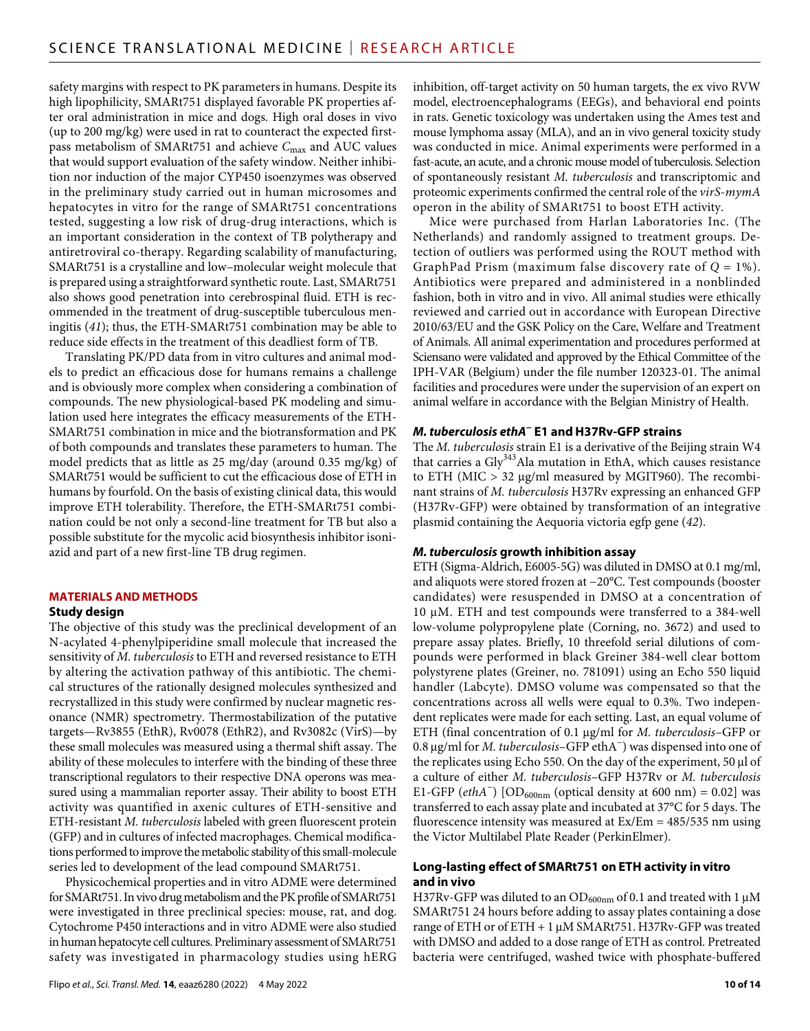safety margins with respect to PK parameters in humans. Despite its high lipophilicity, SMARt751 displayed favorable PK properties after oral administration in mice and dogs. High oral doses in vivo (up to 200 mg/kg) were used in rat to counteract the expected first-pass metabolism of SMARt751 and achieve $C_{max}$ and AUC values that would support evaluation of the safety window. Neither inhibition nor induction of the major CYP450 isoenzymes was observed in the preliminary study carried out in human microsomes and hepatocytes in vitro for the range of SMARt751 concentrations tested, suggesting a low risk of drug-drug interactions, which is an important consideration in the context of TB polytherapy and antiretroviral co-therapy. Regarding scalability of manufacturing, SMARt751 is a crystalline and low–molecular weight molecule that is prepared using a straightforward synthetic route. Last, SMARt751 also shows good penetration into cerebrospinal fluid. ETH is recommended in the treatment of drug-susceptible tuberculous meningitis (*41*); thus, the ETH-SMARt751 combination may be able to reduce side effects in the treatment of this deadliest form of TB.

Translating PK/PD data from in vitro cultures and animal models to predict an efficacious dose for humans remains a challenge and is obviously more complex when considering a combination of compounds. The new physiological-based PK modeling and simulation used here integrates the efficacy measurements of the ETH-SMARt751 combination in mice and the biotransformation and PK of both compounds and translates these parameters to human. The model predicts that as little as 25 mg/day (around 0.35 mg/kg) of SMARt751 would be sufficient to cut the efficacious dose of ETH in humans by fourfold. On the basis of existing clinical data, this would improve ETH tolerability. Therefore, the ETH-SMARt751 combination could be not only a second-line treatment for TB but also a possible substitute for the mycolic acid biosynthesis inhibitor isoniazid and part of a new first-line TB drug regimen.

## MATERIALS AND METHODS

### Study design

The objective of this study was the preclinical development of an N-acylated 4-phenylpiperidine small molecule that increased the sensitivity of *M. tuberculosis* to ETH and reversed resistance to ETH by altering the activation pathway of this antibiotic. The chemical structures of the rationally designed molecules synthesized and recrystallized in this study were confirmed by nuclear magnetic resonance (NMR) spectrometry. Thermostabilization of the putative targets—Rv3855 (EthR), Rv0078 (EthR2), and Rv3082c (VirS)—by these small molecules was measured using a thermal shift assay. The ability of these molecules to interfere with the binding of these three transcriptional regulators to their respective DNA operons was measured using a mammalian reporter assay. Their ability to boost ETH activity was quantified in axenic cultures of ETH-sensitive and ETH-resistant *M. tuberculosis* labeled with green fluorescent protein (GFP) and in cultures of infected macrophages. Chemical modifications performed to improve the metabolic stability of this small-molecule series led to development of the lead compound SMARt751.

Physicochemical properties and in vitro ADME were determined for SMARt751. In vivo drug metabolism and the PK profile of SMARt751 were investigated in three preclinical species: mouse, rat, and dog. Cytochrome P450 interactions and in vitro ADME were also studied in human hepatocyte cell cultures. Preliminary assessment of SMARt751 safety was investigated in pharmacology studies using hERG inhibition, off-target activity on 50 human targets, the ex vivo RVW model, electroencephalograms (EEGs), and behavioral end points in rats. Genetic toxicology was undertaken using the Ames test and mouse lymphoma assay (MLA), and an in vivo general toxicity study was conducted in mice. Animal experiments were performed in a fast-acute, an acute, and a chronic mouse model of tuberculosis. Selection of spontaneously resistant *M. tuberculosis* and transcriptomic and proteomic experiments confirmed the central role of the *virS-mymA* operon in the ability of SMARt751 to boost ETH activity.

Mice were purchased from Harlan Laboratories Inc. (The Netherlands) and randomly assigned to treatment groups. Detection of outliers was performed using the ROUT method with GraphPad Prism (maximum false discovery rate of $Q = 1\%$). Antibiotics were prepared and administered in a nonblinded fashion, both in vitro and in vivo. All animal studies were ethically reviewed and carried out in accordance with European Directive 2010/63/EU and the GSK Policy on the Care, Welfare and Treatment of Animals. All animal experimentation and procedures performed at Sciensano were validated and approved by the Ethical Committee of the IPH-VAR (Belgium) under the file number 120323-01. The animal facilities and procedures were under the supervision of an expert on animal welfare in accordance with the Belgian Ministry of Health.

### *M. tuberculosis ethA*$^-$ E1 and H37Rv-GFP strains

The *M. tuberculosis* strain E1 is a derivative of the Beijing strain W4 that carries a Gly[343]Ala mutation in EthA, which causes resistance to ETH (MIC > 32 μg/ml measured by MGIT960). The recombinant strains of *M. tuberculosis* H37Rv expressing an enhanced GFP (H37Rv-GFP) were obtained by transformation of an integrative plasmid containing the Aequoria victoria egfp gene (*42*).

### *M. tuberculosis* growth inhibition assay

ETH (Sigma-Aldrich, E6005-5G) was diluted in DMSO at 0.1 mg/ml, and aliquots were stored frozen at −20°C. Test compounds (booster candidates) were resuspended in DMSO at a concentration of 10 μM. ETH and test compounds were transferred to a 384-well low-volume polypropylene plate (Corning, no. 3672) and used to prepare assay plates. Briefly, 10 threefold serial dilutions of compounds were performed in black Greiner 384-well clear bottom polystyrene plates (Greiner, no. 781091) using an Echo 550 liquid handler (Labcyte). DMSO volume was compensated so that the concentrations across all wells were equal to 0.3%. Two independent replicates were made for each setting. Last, an equal volume of ETH (final concentration of 0.1 μg/ml for *M. tuberculosis*–GFP or 0.8 μg/ml for *M. tuberculosis*–GFP ethA$^-$) was dispensed into one of the replicates using Echo 550. On the day of the experiment, 50 μl of a culture of either *M. tuberculosis*–GFP H37Rv or *M. tuberculosis* E1-GFP (*ethA*$^-$) [$OD_{600nm}$ (optical density at 600 nm) = 0.02] was transferred to each assay plate and incubated at 37°C for 5 days. The fluorescence intensity was measured at Ex/Em = 485/535 nm using the Victor Multilabel Plate Reader (PerkinElmer).

### Long-lasting effect of SMARt751 on ETH activity in vitro and in vivo

H37Rv-GFP was diluted to an $OD_{600nm}$ of 0.1 and treated with 1 μM SMARt751 24 hours before adding to assay plates containing a dose range of ETH or of ETH + 1 μM SMARt751. H37Rv-GFP was treated with DMSO and added to a dose range of ETH as control. Pretreated bacteria were centrifuged, washed twice with phosphate-buffered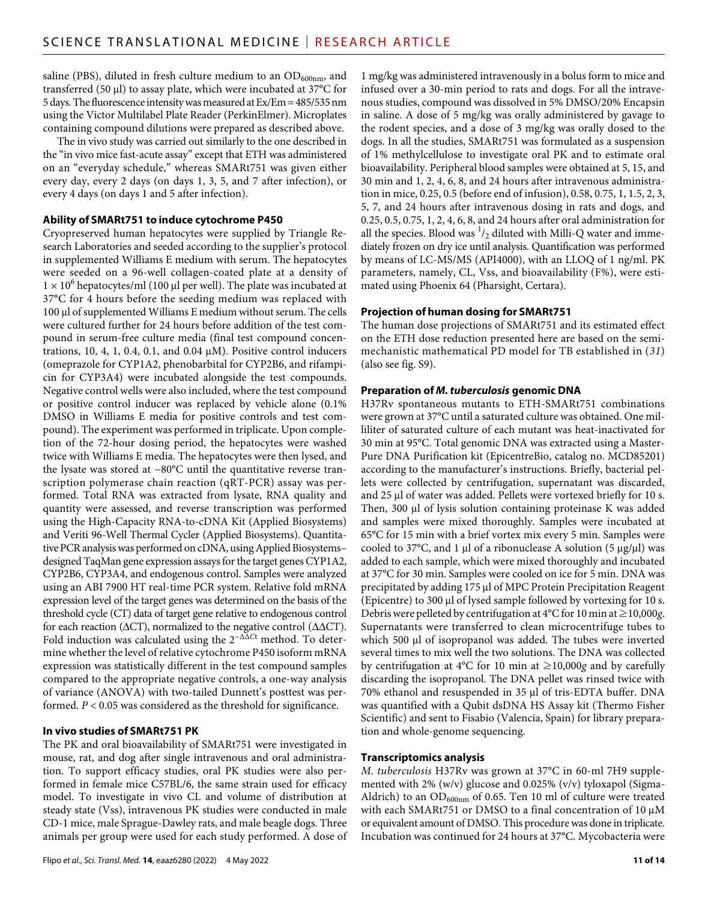saline (PBS), diluted in fresh culture medium to an $OD_{600nm}$, and transferred (50 μl) to assay plate, which were incubated at 37°C for 5 days. The fluorescence intensity was measured at Ex/Em = 485/535 nm using the Victor Multilabel Plate Reader (PerkinElmer). Microplates containing compound dilutions were prepared as described above.

The in vivo study was carried out similarly to the one described in the "in vivo mice fast-acute assay" except that ETH was administered on an "everyday schedule," whereas SMARt751 was given either every day, every 2 days (on days 1, 3, 5, and 7 after infection), or every 4 days (on days 1 and 5 after infection).

### Ability of SMARt751 to induce cytochrome P450

Cryopreserved human hepatocytes were supplied by Triangle Research Laboratories and seeded according to the supplier's protocol in supplemented Williams E medium with serum. The hepatocytes were seeded on a 96-well collagen-coated plate at a density of $1 \times 10^6$ hepatocytes/ml (100 μl per well). The plate was incubated at 37°C for 4 hours before the seeding medium was replaced with 100 μl of supplemented Williams E medium without serum. The cells were cultured further for 24 hours before addition of the test compound in serum-free culture media (final test compound concentrations, 10, 4, 1, 0.4, 0.1, and 0.04 μM). Positive control inducers (omeprazole for CYP1A2, phenobarbital for CYP2B6, and rifampicin for CYP3A4) were incubated alongside the test compounds. Negative control wells were also included, where the test compound or positive control inducer was replaced by vehicle alone (0.1% DMSO in Williams E media for positive controls and test compound). The experiment was performed in triplicate. Upon completion of the 72-hour dosing period, the hepatocytes were washed twice with Williams E media. The hepatocytes were then lysed, and the lysate was stored at −80°C until the quantitative reverse transcription polymerase chain reaction (qRT-PCR) assay was performed. Total RNA was extracted from lysate, RNA quality and quantity were assessed, and reverse transcription was performed using the High-Capacity RNA-to-cDNA Kit (Applied Biosystems) and Veriti 96-Well Thermal Cycler (Applied Biosystems). Quantitative PCR analysis was performed on cDNA, using Applied Biosystems–designed TaqMan gene expression assays for the target genes CYP1A2, CYP2B6, CYP3A4, and endogenous control. Samples were analyzed using an ABI 7900 HT real-time PCR system. Relative fold mRNA expression level of the target genes was determined on the basis of the threshold cycle (CT) data of target gene relative to endogenous control for each reaction (ΔCT), normalized to the negative control (ΔΔCT). Fold induction was calculated using the $2^{-\Delta\Delta Ct}$ method. To determine whether the level of relative cytochrome P450 isoform mRNA expression was statistically different in the test compound samples compared to the appropriate negative controls, a one-way analysis of variance (ANOVA) with two-tailed Dunnett's posttest was performed. $P < 0.05$ was considered as the threshold for significance.

### In vivo studies of SMARt751 PK

The PK and oral bioavailability of SMARt751 were investigated in mouse, rat, and dog after single intravenous and oral administration. To support efficacy studies, oral PK studies were also performed in female mice C57BL/6, the same strain used for efficacy model. To investigate in vivo CL and volume of distribution at steady state (Vss), intravenous PK studies were conducted in male CD-1 mice, male Sprague-Dawley rats, and male beagle dogs. Three animals per group were used for each study performed. A dose of 1 mg/kg was administered intravenously in a bolus form to mice and infused over a 30-min period to rats and dogs. For all the intravenous studies, compound was dissolved in 5% DMSO/20% Encapsin in saline. A dose of 5 mg/kg was orally administered by gavage to the rodent species, and a dose of 3 mg/kg was orally dosed to the dogs. In all the studies, SMARt751 was formulated as a suspension of 1% methylcellulose to investigate oral PK and to estimate oral bioavailability. Peripheral blood samples were obtained at 5, 15, and 30 min and 1, 2, 4, 6, 8, and 24 hours after intravenous administration in mice, 0.25, 0.5 (before end of infusion), 0.58, 0.75, 1, 1.5, 2, 3, 5, 7, and 24 hours after intravenous dosing in rats and dogs, and 0.25, 0.5, 0.75, 1, 2, 4, 6, 8, and 24 hours after oral administration for all the species. Blood was $^1/_2$ diluted with Milli-Q water and immediately frozen on dry ice until analysis. Quantification was performed by means of LC-MS/MS (API4000), with an LLOQ of 1 ng/ml. PK parameters, namely, CL, Vss, and bioavailability (F%), were estimated using Phoenix 64 (Pharsight, Certara).

### Projection of human dosing for SMARt751

The human dose projections of SMARt751 and its estimated effect on the ETH dose reduction presented here are based on the semi-mechanistic mathematical PD model for TB established in (*31*) (also see fig. S9).

### Preparation of *M. tuberculosis* genomic DNA

H37Rv spontaneous mutants to ETH-SMARt751 combinations were grown at 37°C until a saturated culture was obtained. One milliliter of saturated culture of each mutant was heat-inactivated for 30 min at 95°C. Total genomic DNA was extracted using a MasterPure DNA Purification kit (EpicentreBio, catalog no. MCD85201) according to the manufacturer's instructions. Briefly, bacterial pellets were collected by centrifugation, supernatant was discarded, and 25 μl of water was added. Pellets were vortexed briefly for 10 s. Then, 300 μl of lysis solution containing proteinase K was added and samples were mixed thoroughly. Samples were incubated at 65°C for 15 min with a brief vortex mix every 5 min. Samples were cooled to 37°C, and 1 μl of a ribonuclease A solution (5 μg/μl) was added to each sample, which were mixed thoroughly and incubated at 37°C for 30 min. Samples were cooled on ice for 5 min. DNA was precipitated by adding 175 μl of MPC Protein Precipitation Reagent (Epicentre) to 300 μl of lysed sample followed by vortexing for 10 s. Debris were pelleted by centrifugation at 4°C for 10 min at ≥10,000*g*. Supernatants were transferred to clean microcentrifuge tubes to which 500 μl of isopropanol was added. The tubes were inverted several times to mix well the two solutions. The DNA was collected by centrifugation at 4°C for 10 min at ≥10,000*g* and by carefully discarding the isopropanol. The DNA pellet was rinsed twice with 70% ethanol and resuspended in 35 μl of tris-EDTA buffer. DNA was quantified with a Qubit dsDNA HS Assay kit (Thermo Fisher Scientific) and sent to Fisabio (Valencia, Spain) for library preparation and whole-genome sequencing.

### Transcriptomics analysis

*M. tuberculosis* H37Rv was grown at 37°C in 60-ml 7H9 supplemented with 2% (w/v) glucose and 0.025% (v/v) tyloxapol (Sigma-Aldrich) to an $OD_{600nm}$ of 0.65. Ten 10 ml of culture were treated with each SMARt751 or DMSO to a final concentration of 10 μM or equivalent amount of DMSO. This procedure was done in triplicate. Incubation was continued for 24 hours at 37°C. Mycobacteria were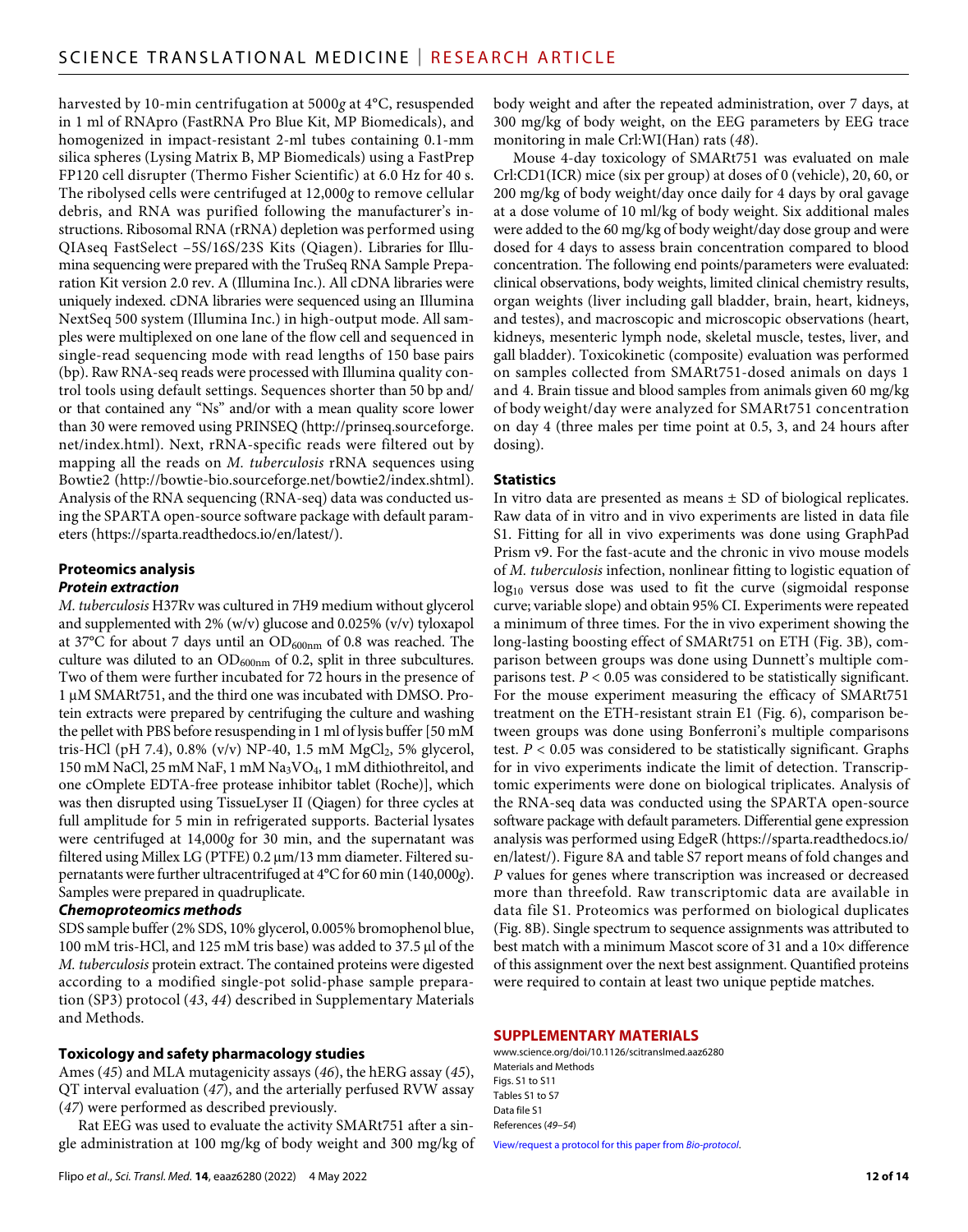harvested by 10-min centrifugation at 5000*g* at 4°C, resuspended in 1 ml of RNApro (FastRNA Pro Blue Kit, MP Biomedicals), and homogenized in impact-resistant 2-ml tubes containing 0.1-mm silica spheres (Lysing Matrix B, MP Biomedicals) using a FastPrep FP120 cell disrupter (Thermo Fisher Scientific) at 6.0 Hz for 40 s. The ribolysed cells were centrifuged at 12,000*g* to remove cellular debris, and RNA was purified following the manufacturer's instructions. Ribosomal RNA (rRNA) depletion was performed using QIAseq FastSelect –5S/16S/23S Kits (Qiagen). Libraries for Illumina sequencing were prepared with the TruSeq RNA Sample Preparation Kit version 2.0 rev. A (Illumina Inc.). All cDNA libraries were uniquely indexed. cDNA libraries were sequenced using an Illumina NextSeq 500 system (Illumina Inc.) in high-output mode. All samples were multiplexed on one lane of the flow cell and sequenced in single-read sequencing mode with read lengths of 150 base pairs (bp). Raw RNA-seq reads were processed with Illumina quality control tools using default settings. Sequences shorter than 50 bp and/or that contained any "Ns" and/or with a mean quality score lower than 30 were removed using PRINSEQ (http://prinseq.sourceforge.net/index.html). Next, rRNA-specific reads were filtered out by mapping all the reads on *M. tuberculosis* rRNA sequences using Bowtie2 (http://bowtie-bio.sourceforge.net/bowtie2/index.shtml). Analysis of the RNA sequencing (RNA-seq) data was conducted using the SPARTA open-source software package with default parameters (https://sparta.readthedocs.io/en/latest/).

## Proteomics analysis

### *Protein extraction*

*M. tuberculosis* H37Rv was cultured in 7H9 medium without glycerol and supplemented with 2% (w/v) glucose and 0.025% (v/v) tyloxapol at 37°C for about 7 days until an $OD_{600nm}$ of 0.8 was reached. The culture was diluted to an $OD_{600nm}$ of 0.2, split in three subcultures. Two of them were further incubated for 72 hours in the presence of 1 μM SMARt751, and the third one was incubated with DMSO. Protein extracts were prepared by centrifuging the culture and washing the pellet with PBS before resuspending in 1 ml of lysis buffer [50 mM tris-HCl (pH 7.4), 0.8% (v/v) NP-40, 1.5 mM $MgCl_2$, 5% glycerol, 150 mM NaCl, 25 mM NaF, 1 mM $Na_3VO_4$, 1 mM dithiothreitol, and one cOmplete EDTA-free protease inhibitor tablet (Roche)], which was then disrupted using TissueLyser II (Qiagen) for three cycles at full amplitude for 5 min in refrigerated supports. Bacterial lysates were centrifuged at 14,000*g* for 30 min, and the supernatant was filtered using Millex LG (PTFE) 0.2 μm/13 mm diameter. Filtered supernatants were further ultracentrifuged at 4°C for 60 min (140,000*g*). Samples were prepared in quadruplicate.

### *Chemoproteomics methods*

SDS sample buffer (2% SDS, 10% glycerol, 0.005% bromophenol blue, 100 mM tris-HCl, and 125 mM tris base) was added to 37.5 μl of the *M. tuberculosis* protein extract. The contained proteins were digested according to a modified single-pot solid-phase sample preparation (SP3) protocol (*43*, *44*) described in Supplementary Materials and Methods.

## Toxicology and safety pharmacology studies

Ames (*45*) and MLA mutagenicity assays (*46*), the hERG assay (*45*), QT interval evaluation (*47*), and the arterially perfused RVW assay (*47*) were performed as described previously.

Rat EEG was used to evaluate the activity SMARt751 after a single administration at 100 mg/kg of body weight and 300 mg/kg of body weight and after the repeated administration, over 7 days, at 300 mg/kg of body weight, on the EEG parameters by EEG trace monitoring in male Crl:WI(Han) rats (*48*).

Mouse 4-day toxicology of SMARt751 was evaluated on male Crl:CD1(ICR) mice (six per group) at doses of 0 (vehicle), 20, 60, or 200 mg/kg of body weight/day once daily for 4 days by oral gavage at a dose volume of 10 ml/kg of body weight. Six additional males were added to the 60 mg/kg of body weight/day dose group and were dosed for 4 days to assess brain concentration compared to blood concentration. The following end points/parameters were evaluated: clinical observations, body weights, limited clinical chemistry results, organ weights (liver including gall bladder, brain, heart, kidneys, and testes), and macroscopic and microscopic observations (heart, kidneys, mesenteric lymph node, skeletal muscle, testes, liver, and gall bladder). Toxicokinetic (composite) evaluation was performed on samples collected from SMARt751-dosed animals on days 1 and 4. Brain tissue and blood samples from animals given 60 mg/kg of body weight/day were analyzed for SMARt751 concentration on day 4 (three males per time point at 0.5, 3, and 24 hours after dosing).

## Statistics

In vitro data are presented as means ± SD of biological replicates. Raw data of in vitro and in vivo experiments are listed in data file S1. Fitting for all in vivo experiments was done using GraphPad Prism v9. For the fast-acute and the chronic in vivo mouse models of *M. tuberculosis* infection, nonlinear fitting to logistic equation of $\log_{10}$ versus dose was used to fit the curve (sigmoidal response curve; variable slope) and obtain 95% CI. Experiments were repeated a minimum of three times. For the in vivo experiment showing the long-lasting boosting effect of SMARt751 on ETH (Fig. 3B), comparison between groups was done using Dunnett's multiple comparisons test. $P < 0.05$ was considered to be statistically significant. For the mouse experiment measuring the efficacy of SMARt751 treatment on the ETH-resistant strain E1 (Fig. 6), comparison between groups was done using Bonferroni's multiple comparisons test. $P < 0.05$ was considered to be statistically significant. Graphs for in vivo experiments indicate the limit of detection. Transcriptomic experiments were done on biological triplicates. Analysis of the RNA-seq data was conducted using the SPARTA open-source software package with default parameters. Differential gene expression analysis was performed using EdgeR (https://sparta.readthedocs.io/en/latest/). Figure 8A and table S7 report means of fold changes and *P* values for genes where transcription was increased or decreased more than threefold. Raw transcriptomic data are available in data file S1. Proteomics was performed on biological duplicates (Fig. 8B). Single spectrum to sequence assignments was attributed to best match with a minimum Mascot score of 31 and a 10× difference of this assignment over the next best assignment. Quantified proteins were required to contain at least two unique peptide matches.

## SUPPLEMENTARY MATERIALS

www.science.org/doi/10.1126/scitranslmed.aaz6280
Materials and Methods
Figs. S1 to S11
Tables S1 to S7
Data file S1
References (*49*–*54*)

View/request a protocol for this paper from *Bio-protocol*.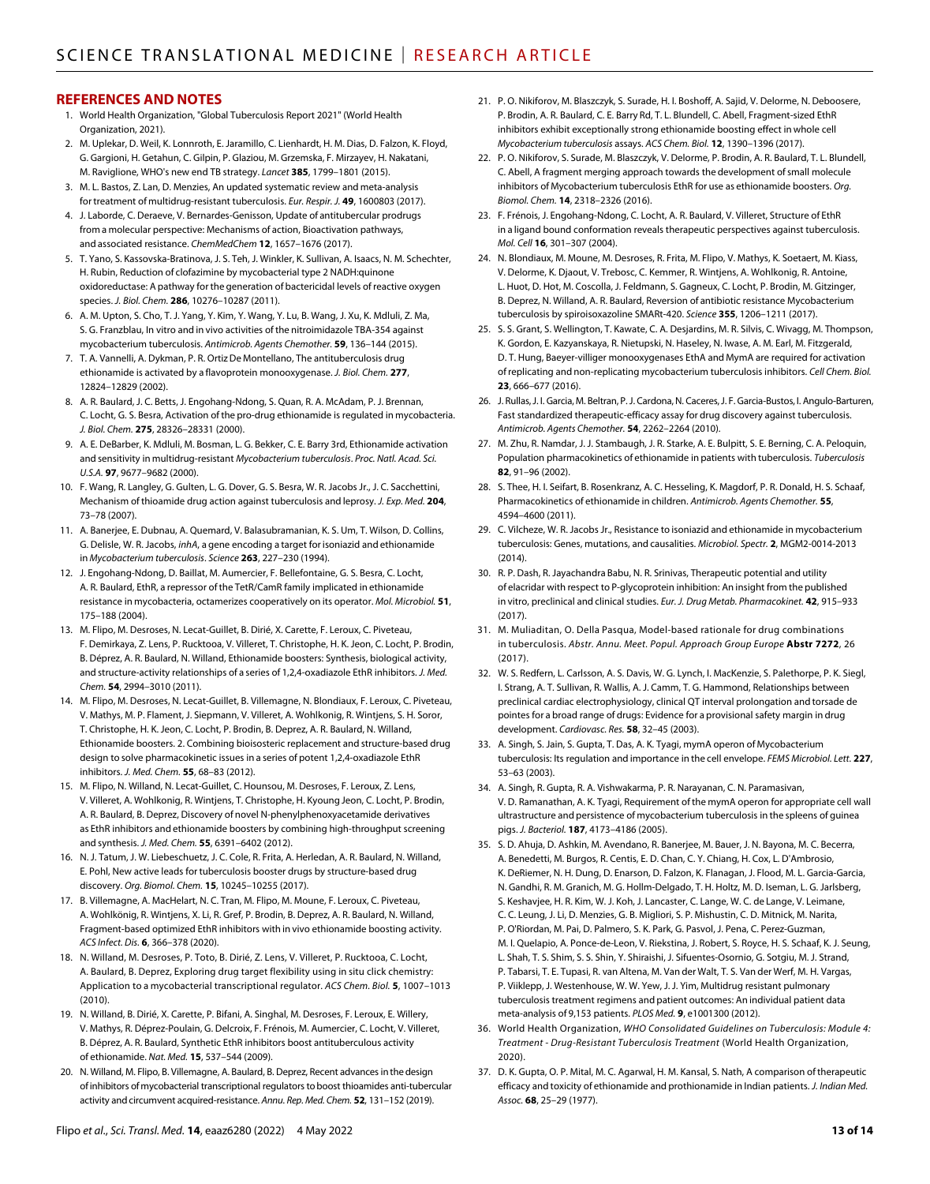## REFERENCES AND NOTES

1. World Health Organization, "Global Tuberculosis Report 2021" (World Health Organization, 2021).
2. M. Uplekar, D. Weil, K. Lonnroth, E. Jaramillo, C. Lienhardt, H. M. Dias, D. Falzon, K. Floyd, G. Gargioni, H. Getahun, C. Gilpin, P. Glaziou, M. Grzemska, F. Mirzayev, H. Nakatani, M. Raviglione, WHO's new end TB strategy. *Lancet* **385**, 1799–1801 (2015).
3. M. L. Bastos, Z. Lan, D. Menzies, An updated systematic review and meta-analysis for treatment of multidrug-resistant tuberculosis. *Eur. Respir. J.* **49**, 1600803 (2017).
4. J. Laborde, C. Deraeve, V. Bernardes-Genisson, Update of antitubercular prodrugs from a molecular perspective: Mechanisms of action, Bioactivation pathways, and associated resistance. *ChemMedChem* **12**, 1657–1676 (2017).
5. T. Yano, S. Kassovska-Bratinova, J. S. Teh, J. Winkler, K. Sullivan, A. Isaacs, N. M. Schechter, H. Rubin, Reduction of clofazimine by mycobacterial type 2 NADH:quinone oxidoreductase: A pathway for the generation of bactericidal levels of reactive oxygen species. *J. Biol. Chem.* **286**, 10276–10287 (2011).
6. A. M. Upton, S. Cho, T. J. Yang, Y. Kim, Y. Wang, Y. Lu, B. Wang, J. Xu, K. Mdluli, Z. Ma, S. G. Franzblau, In vitro and in vivo activities of the nitroimidazole TBA-354 against mycobacterium tuberculosis. *Antimicrob. Agents Chemother.* **59**, 136–144 (2015).
7. T. A. Vannelli, A. Dykman, P. R. Ortiz De Montellano, The antituberculosis drug ethionamide is activated by a flavoprotein monooxygenase. *J. Biol. Chem.* **277**, 12824–12829 (2002).
8. A. R. Baulard, J. C. Betts, J. Engohang-Ndong, S. Quan, R. A. McAdam, P. J. Brennan, C. Locht, G. S. Besra, Activation of the pro-drug ethionamide is regulated in mycobacteria. *J. Biol. Chem.* **275**, 28326–28331 (2000).
9. A. E. DeBarber, K. Mdluli, M. Bosman, L. G. Bekker, C. E. Barry 3rd, Ethionamide activation and sensitivity in multidrug-resistant *Mycobacterium tuberculosis*. *Proc. Natl. Acad. Sci. U.S.A.* **97**, 9677–9682 (2000).
10. F. Wang, R. Langley, G. Gulten, L. G. Dover, G. S. Besra, W. R. Jacobs Jr., J. C. Sacchettini, Mechanism of thioamide drug action against tuberculosis and leprosy. *J. Exp. Med.* **204**, 73–78 (2007).
11. A. Banerjee, E. Dubnau, A. Quemard, V. Balasubramanian, K. S. Um, T. Wilson, D. Collins, G. Delisle, W. R. Jacobs, *inhA*, a gene encoding a target for isoniazid and ethionamide in *Mycobacterium tuberculosis*. *Science* **263**, 227–230 (1994).
12. J. Engohang-Ndong, D. Baillat, M. Aumercier, F. Bellefontaine, G. S. Besra, C. Locht, A. R. Baulard, EthR, a repressor of the TetR/CamR family implicated in ethionamide resistance in mycobacteria, octamerizes cooperatively on its operator. *Mol. Microbiol.* **51**, 175–188 (2004).
13. M. Flipo, M. Desroses, N. Lecat-Guillet, B. Dirié, X. Carette, F. Leroux, C. Piveteau, F. Demirkaya, Z. Lens, P. Rucktooa, V. Villeret, T. Christophe, H. K. Jeon, C. Locht, P. Brodin, B. Déprez, A. R. Baulard, N. Willand, Ethionamide boosters: Synthesis, biological activity, and structure-activity relationships of a series of 1,2,4-oxadiazole EthR inhibitors. *J. Med. Chem.* **54**, 2994–3010 (2011).
14. M. Flipo, M. Desroses, N. Lecat-Guillet, B. Villemagne, N. Blondiaux, F. Leroux, C. Piveteau, V. Mathys, M. P. Flament, J. Siepmann, V. Villeret, A. Wohlkonig, R. Wintjens, S. H. Soror, T. Christophe, H. K. Jeon, C. Locht, P. Brodin, B. Deprez, A. R. Baulard, N. Willand, Ethionamide boosters. 2. Combining bioisosteric replacement and structure-based drug design to solve pharmacokinetic issues in a series of potent 1,2,4-oxadiazole EthR inhibitors. *J. Med. Chem.* **55**, 68–83 (2012).
15. M. Flipo, N. Willand, N. Lecat-Guillet, C. Hounsou, M. Desroses, F. Leroux, Z. Lens, V. Villeret, A. Wohlkonig, R. Wintjens, T. Christophe, H. Kyoung Jeon, C. Locht, P. Brodin, A. R. Baulard, B. Deprez, Discovery of novel N-phenylphenoxyacetamide derivatives as EthR inhibitors and ethionamide boosters by combining high-throughput screening and synthesis. *J. Med. Chem.* **55**, 6391–6402 (2012).
16. N. J. Tatum, J. W. Liebeschuetz, J. C. Cole, R. Frita, A. Herledan, A. R. Baulard, N. Willand, E. Pohl, New active leads for tuberculosis booster drugs by structure-based drug discovery. *Org. Biomol. Chem.* **15**, 10245–10255 (2017).
17. B. Villemagne, A. MacHelart, N. C. Tran, M. Flipo, M. Moune, F. Leroux, C. Piveteau, A. Wohlkönig, R. Wintjens, X. Li, R. Gref, P. Brodin, B. Deprez, A. R. Baulard, N. Willand, Fragment-based optimized EthR inhibitors with in vivo ethionamide boosting activity. *ACS Infect. Dis.* **6**, 366–378 (2020).
18. N. Willand, M. Desroses, P. Toto, B. Dirié, Z. Lens, V. Villeret, P. Rucktooa, C. Locht, A. Baulard, B. Deprez, Exploring drug target flexibility using in situ click chemistry: Application to a mycobacterial transcriptional regulator. *ACS Chem. Biol.* **5**, 1007–1013 (2010).
19. N. Willand, B. Dirié, X. Carette, P. Bifani, A. Singhal, M. Desroses, F. Leroux, E. Willery, V. Mathys, R. Déprez-Poulain, G. Delcroix, F. Frénois, M. Aumercier, C. Locht, V. Villeret, B. Déprez, A. R. Baulard, Synthetic EthR inhibitors boost antituberculous activity of ethionamide. *Nat. Med.* **15**, 537–544 (2009).
20. N. Willand, M. Flipo, B. Villemagne, A. Baulard, B. Deprez, Recent advances in the design of inhibitors of mycobacterial transcriptional regulators to boost thioamides anti-tubercular activity and circumvent acquired-resistance. *Annu. Rep. Med. Chem.* **52**, 131–152 (2019).
21. P. O. Nikiforov, M. Blaszczyk, S. Surade, H. I. Boshoff, A. Sajid, V. Delorme, N. Deboosere, P. Brodin, A. R. Baulard, C. E. Barry Rd, T. L. Blundell, C. Abell, Fragment-sized EthR inhibitors exhibit exceptionally strong ethionamide boosting effect in whole cell *Mycobacterium tuberculosis* assays. *ACS Chem. Biol.* **12**, 1390–1396 (2017).
22. P. O. Nikiforov, S. Surade, M. Blaszczyk, V. Delorme, P. Brodin, A. R. Baulard, T. L. Blundell, C. Abell, A fragment merging approach towards the development of small molecule inhibitors of Mycobacterium tuberculosis EthR for use as ethionamide boosters. *Org. Biomol. Chem.* **14**, 2318–2326 (2016).
23. F. Frénois, J. Engohang-Ndong, C. Locht, A. R. Baulard, V. Villeret, Structure of EthR in a ligand bound conformation reveals therapeutic perspectives against tuberculosis. *Mol. Cell* **16**, 301–307 (2004).
24. N. Blondiaux, M. Moune, M. Desroses, R. Frita, M. Flipo, V. Mathys, K. Soetaert, M. Kiass, V. Delorme, K. Djaout, V. Trebosc, C. Kemmer, R. Wintjens, A. Wohlkonig, R. Antoine, L. Huot, D. Hot, M. Coscolla, J. Feldmann, S. Gagneux, C. Locht, P. Brodin, M. Gitzinger, B. Deprez, N. Willand, A. R. Baulard, Reversion of antibiotic resistance Mycobacterium tuberculosis by spiroisoxazoline SMARt-420. *Science* **355**, 1206–1211 (2017).
25. S. S. Grant, S. Wellington, T. Kawate, C. A. Desjardins, M. R. Silvis, C. Wivagg, M. Thompson, K. Gordon, E. Kazyanskaya, R. Nietupski, N. Haseley, N. Iwase, A. M. Earl, M. Fitzgerald, D. T. Hung, Baeyer-villiger monooxygenases EthA and MymA are required for activation of replicating and non-replicating mycobacterium tuberculosis inhibitors. *Cell Chem. Biol.* **23**, 666–677 (2016).
26. J. Rullas, J. I. Garcia, M. Beltran, P. J. Cardona, N. Caceres, J. F. Garcia-Bustos, I. Angulo-Barturen, Fast standardized therapeutic-efficacy assay for drug discovery against tuberculosis. *Antimicrob. Agents Chemother.* **54**, 2262–2264 (2010).
27. M. Zhu, R. Namdar, J. J. Stambaugh, J. R. Starke, A. E. Bulpitt, S. E. Berning, C. A. Peloquin, Population pharmacokinetics of ethionamide in patients with tuberculosis. *Tuberculosis* **82**, 91–96 (2002).
28. S. Thee, H. I. Seifart, B. Rosenkranz, A. C. Hesseling, K. Magdorf, P. R. Donald, H. S. Schaaf, Pharmacokinetics of ethionamide in children. *Antimicrob. Agents Chemother.* **55**, 4594–4600 (2011).
29. C. Vilcheze, W. R. Jacobs Jr., Resistance to isoniazid and ethionamide in mycobacterium tuberculosis: Genes, mutations, and causalities. *Microbiol. Spectr.* **2**, MGM2-0014-2013 (2014).
30. R. P. Dash, R. Jayachandra Babu, N. R. Srinivas, Therapeutic potential and utility of elacridar with respect to P-glycoprotein inhibition: An insight from the published in vitro, preclinical and clinical studies. *Eur. J. Drug Metab. Pharmacokinet.* **42**, 915–933 (2017).
31. M. Muliaditan, O. Della Pasqua, Model-based rationale for drug combinations in tuberculosis. *Abstr. Annu. Meet. Popul. Approach Group Europe* **Abstr 7272**, 26 (2017).
32. W. S. Redfern, L. Carlsson, A. S. Davis, W. G. Lynch, I. MacKenzie, S. Palethorpe, P. K. Siegl, I. Strang, A. T. Sullivan, R. Wallis, A. J. Camm, T. G. Hammond, Relationships between preclinical cardiac electrophysiology, clinical QT interval prolongation and torsade de pointes for a broad range of drugs: Evidence for a provisional safety margin in drug development. *Cardiovasc. Res.* **58**, 32–45 (2003).
33. A. Singh, S. Jain, S. Gupta, T. Das, A. K. Tyagi, mymA operon of Mycobacterium tuberculosis: Its regulation and importance in the cell envelope. *FEMS Microbiol. Lett.* **227**, 53–63 (2003).
34. A. Singh, R. Gupta, R. A. Vishwakarma, P. R. Narayanan, C. N. Paramasivan, V. D. Ramanathan, A. K. Tyagi, Requirement of the mymA operon for appropriate cell wall ultrastructure and persistence of mycobacterium tuberculosis in the spleens of guinea pigs. *J. Bacteriol.* **187**, 4173–4186 (2005).
35. S. D. Ahuja, D. Ashkin, M. Avendano, R. Banerjee, M. Bauer, J. N. Bayona, M. C. Becerra, A. Benedetti, M. Burgos, R. Centis, E. D. Chan, C. Y. Chiang, H. Cox, L. D'Ambrosio, K. DeRiemer, N. H. Dung, D. Enarson, D. Falzon, K. Flanagan, J. Flood, M. L. Garcia-Garcia, N. Gandhi, R. M. Granich, M. G. Hollm-Delgado, T. H. Holtz, M. D. Iseman, L. G. Jarlsberg, S. Keshavjee, H. R. Kim, W. J. Koh, J. Lancaster, C. Lange, W. C. de Lange, V. Leimane, C. C. Leung, J. Li, D. Menzies, G. B. Migliori, S. P. Mishustin, C. D. Mitnick, M. Narita, P. O'Riordan, M. Pai, D. Palmero, S. K. Park, G. Pasvol, J. Pena, C. Perez-Guzman, M. I. Quelapio, A. Ponce-de-Leon, V. Riekstina, J. Robert, S. Royce, H. S. Schaaf, K. J. Seung, L. Shah, T. S. Shim, S. S. Shin, Y. Shiraishi, J. Sifuentes-Osornio, G. Sotgiu, M. J. Strand, P. Tabarsi, T. E. Tupasi, R. van Altena, M. Van der Walt, T. S. Van der Werf, M. H. Vargas, P. Viiklepp, J. Westenhouse, W. W. Yew, J. J. Yim, Multidrug resistant pulmonary tuberculosis treatment regimens and patient outcomes: An individual patient data meta-analysis of 9,153 patients. *PLOS Med.* **9**, e1001300 (2012).
36. World Health Organization, *WHO Consolidated Guidelines on Tuberculosis: Module 4: Treatment - Drug-Resistant Tuberculosis Treatment* (World Health Organization, 2020).
37. D. K. Gupta, O. P. Mital, M. C. Agarwal, H. M. Kansal, S. Nath, A comparison of therapeutic efficacy and toxicity of ethionamide and prothionamide in Indian patients. *J. Indian Med. Assoc.* **68**, 25–29 (1977).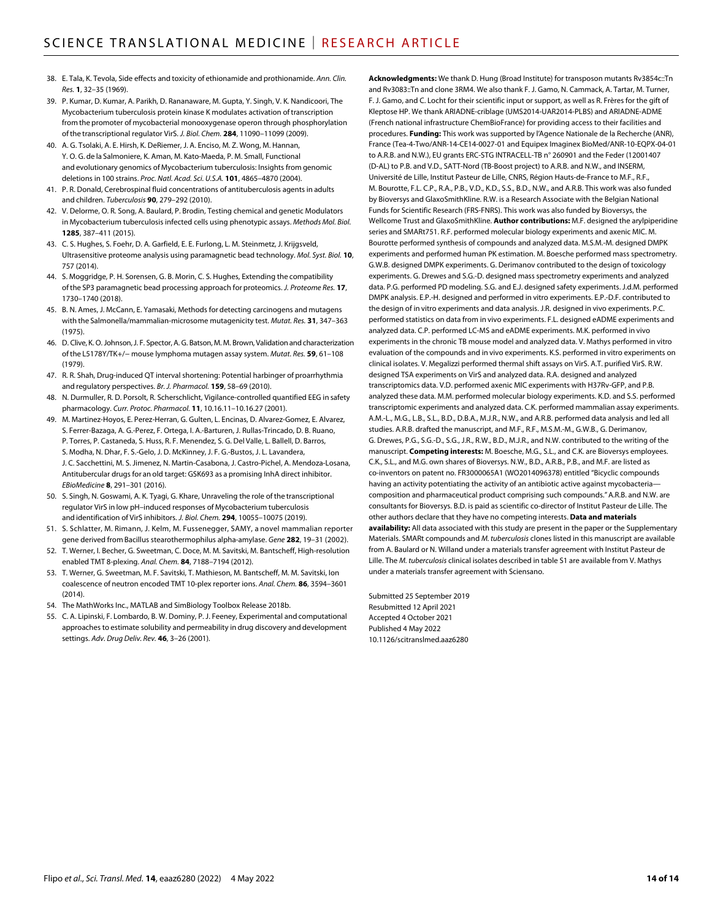38. E. Tala, K. Tevola, Side effects and toxicity of ethionamide and prothionamide. *Ann. Clin. Res.* **1**, 32–35 (1969).
39. P. Kumar, D. Kumar, A. Parikh, D. Rananaware, M. Gupta, Y. Singh, V. K. Nandicoori, The Mycobacterium tuberculosis protein kinase K modulates activation of transcription from the promoter of mycobacterial monooxygenase operon through phosphorylation of the transcriptional regulator VirS. *J. Biol. Chem.* **284**, 11090–11099 (2009).
40. A. G. Tsolaki, A. E. Hirsh, K. DeRiemer, J. A. Enciso, M. Z. Wong, M. Hannan, Y. O. G. de la Salmoniere, K. Aman, M. Kato-Maeda, P. M. Small, Functional and evolutionary genomics of Mycobacterium tuberculosis: Insights from genomic deletions in 100 strains. *Proc. Natl. Acad. Sci. U.S.A.* **101**, 4865–4870 (2004).
41. P. R. Donald, Cerebrospinal fluid concentrations of antituberculosis agents in adults and children. *Tuberculosis* **90**, 279–292 (2010).
42. V. Delorme, O. R. Song, A. Baulard, P. Brodin, Testing chemical and genetic Modulators in Mycobacterium tuberculosis infected cells using phenotypic assays. *Methods Mol. Biol.* **1285**, 387–411 (2015).
43. C. S. Hughes, S. Foehr, D. A. Garfield, E. E. Furlong, L. M. Steinmetz, J. Krijgsveld, Ultrasensitive proteome analysis using paramagnetic bead technology. *Mol. Syst. Biol.* **10**, 757 (2014).
44. S. Moggridge, P. H. Sorensen, G. B. Morin, C. S. Hughes, Extending the compatibility of the SP3 paramagnetic bead processing approach for proteomics. *J. Proteome Res.* **17**, 1730–1740 (2018).
45. B. N. Ames, J. McCann, E. Yamasaki, Methods for detecting carcinogens and mutagens with the Salmonella/mammalian-microsome mutagenicity test. *Mutat. Res.* **31**, 347–363 (1975).
46. D. Clive, K. O. Johnson, J. F. Spector, A. G. Batson, M. M. Brown, Validation and characterization of the L5178Y/TK+/− mouse lymphoma mutagen assay system. *Mutat. Res.* **59**, 61–108 (1979).
47. R. R. Shah, Drug-induced QT interval shortening: Potential harbinger of proarrhythmia and regulatory perspectives. *Br. J. Pharmacol.* **159**, 58–69 (2010).
48. N. Durmuller, R. D. Porsolt, R. Scherschlicht, Vigilance-controlled quantified EEG in safety pharmacology. *Curr. Protoc. Pharmacol.* **11**, 10.16.11–10.16.27 (2001).
49. M. Martinez-Hoyos, E. Perez-Herran, G. Gulten, L. Encinas, D. Alvarez-Gomez, E. Alvarez, S. Ferrer-Bazaga, A. G.-Perez, F. Ortega, I. A.-Barturen, J. Rullas-Trincado, D. B. Ruano, P. Torres, P. Castaneda, S. Huss, R. F. Menendez, S. G. Del Valle, L. Ballell, D. Barros, S. Modha, N. Dhar, F. S.-Gelo, J. D. McKinney, J. F. G.-Bustos, J. L. Lavandera, J. C. Sacchettini, M. S. Jimenez, N. Martin-Casabona, J. Castro-Pichel, A. Mendoza-Losana, Antitubercular drugs for an old target: GSK693 as a promising InhA direct inhibitor. *EBioMedicine* **8**, 291–301 (2016).
50. S. Singh, N. Goswami, A. K. Tyagi, G. Khare, Unraveling the role of the transcriptional regulator VirS in low pH–induced responses of Mycobacterium tuberculosis and identification of VirS inhibitors. *J. Biol. Chem.* **294**, 10055–10075 (2019).
51. S. Schlatter, M. Rimann, J. Kelm, M. Fussenegger, SAMY, a novel mammalian reporter gene derived from Bacillus stearothermophilus alpha-amylase. *Gene* **282**, 19–31 (2002).
52. T. Werner, I. Becher, G. Sweetman, C. Doce, M. M. Savitski, M. Bantscheff, High-resolution enabled TMT 8-plexing. *Anal. Chem.* **84**, 7188–7194 (2012).
53. T. Werner, G. Sweetman, M. F. Savitski, T. Mathieson, M. Bantscheff, M. M. Savitski, Ion coalescence of neutron encoded TMT 10-plex reporter ions. *Anal. Chem.* **86**, 3594–3601 (2014).
54. The MathWorks Inc., MATLAB and SimBiology Toolbox Release 2018b.
55. C. A. Lipinski, F. Lombardo, B. W. Dominy, P. J. Feeney, Experimental and computational approaches to estimate solubility and permeability in drug discovery and development settings. *Adv. Drug Deliv. Rev.* **46**, 3–26 (2001).

**Acknowledgments:** We thank D. Hung (Broad Institute) for transposon mutants Rv3854c::Tn and Rv3083::Tn and clone 3RM4. We also thank F. J. Gamo, N. Cammack, A. Tartar, M. Turner, F. J. Gamo, and C. Locht for their scientific input or support, as well as R. Frères for the gift of Kleptose HP. We thank ARIADNE-criblage (UMS2014-UAR2014-PLBS) and ARIADNE-ADME (French national infrastructure ChemBioFrance) for providing access to their facilities and procedures. **Funding:** This work was supported by l'Agence Nationale de la Recherche (ANR), France (Tea-4-Two/ANR-14-CE14-0027-01 and Equipex Imaginex BioMed/ANR-10-EQPX-04-01 to A.R.B. and N.W.), EU grants ERC-STG INTRACELL-TB n° 260901 and the Feder (12001407 (D-AL) to P.B. and V.D., SATT-Nord (TB-Boost project) to A.R.B. and N.W., and INSERM, Université de Lille, Institut Pasteur de Lille, CNRS, Région Hauts-de-France to M.F., R.F., M. Bourotte, F.L. C.P., R.A., P.B., V.D., K.D., S.S., B.D., N.W., and A.R.B. This work was also funded by Bioversys and GlaxoSmithKline. R.W. is a Research Associate with the Belgian National Funds for Scientific Research (FRS-FNRS). This work was also funded by Bioversys, the Wellcome Trust and GlaxoSmithKline. **Author contributions:** M.F. designed the arylpiperidine series and SMARt751. R.F. performed molecular biology experiments and axenic MIC. M. Bourotte performed synthesis of compounds and analyzed data. M.S.M.-M. designed DMPK experiments and performed human PK estimation. M. Boesche performed mass spectrometry. G.W.B. designed DMPK experiments. G. Derimanov contributed to the design of toxicology experiments. G. Drewes and S.G.-D. designed mass spectrometry experiments and analyzed data. P.G. performed PD modeling. S.G. and E.J. designed safety experiments. J.d.M. performed DMPK analysis. E.P.-H. designed and performed in vitro experiments. E.P.-D.F. contributed to the design of in vitro experiments and data analysis. J.R. designed in vivo experiments. P.C. performed statistics on data from in vivo experiments. F.L. designed eADME experiments and analyzed data. C.P. performed LC-MS and eADME experiments. M.K. performed in vivo experiments in the chronic TB mouse model and analyzed data. V. Mathys performed in vitro evaluation of the compounds and in vivo experiments. K.S. performed in vitro experiments on clinical isolates. V. Megalizzi performed thermal shift assays on VirS. A.T. purified VirS. R.W. designed TSA experiments on VirS and analyzed data. R.A. designed and analyzed transcriptomics data. V.D. performed axenic MIC experiments with H37Rv-GFP, and P.B. analyzed these data. M.M. performed molecular biology experiments. K.D. and S.S. performed transcriptomic experiments and analyzed data. C.K. performed mammalian assay experiments. A.M.-L., M.G., L.B., S.L., B.D., D.B.A., M.J.R., N.W., and A.R.B. performed data analysis and led all studies. A.R.B. drafted the manuscript, and M.F., R.F., M.S.M.-M., G.W.B., G. Derimanov, G. Drewes, P.G., S.G.-D., S.G., J.R., R.W., B.D., M.J.R., and N.W. contributed to the writing of the manuscript. **Competing interests:** M. Boesche, M.G., S.L., and C.K. are Bioversys employees. C.K., S.L., and M.G. own shares of Bioversys. N.W., B.D., A.R.B., P.B., and M.F. are listed as co-inventors on patent no. FR3000065A1 (WO2014096378) entitled "Bicyclic compounds having an activity potentiating the activity of an antibiotic active against mycobacteria—composition and pharmaceutical product comprising such compounds." A.R.B. and N.W. are consultants for Bioversys. B.D. is paid as scientific co-director of Institut Pasteur de Lille. The other authors declare that they have no competing interests. **Data and materials availability:** All data associated with this study are present in the paper or the Supplementary Materials. SMARt compounds and *M. tuberculosis* clones listed in this manuscript are available from A. Baulard or N. Willand under a materials transfer agreement with Institut Pasteur de Lille. The *M. tuberculosis* clinical isolates described in table S1 are available from V. Mathys under a materials transfer agreement with Sciensano.

Submitted 25 September 2019
Resubmitted 12 April 2021
Accepted 4 October 2021
Published 4 May 2022
10.1126/scitranslmed.aaz6280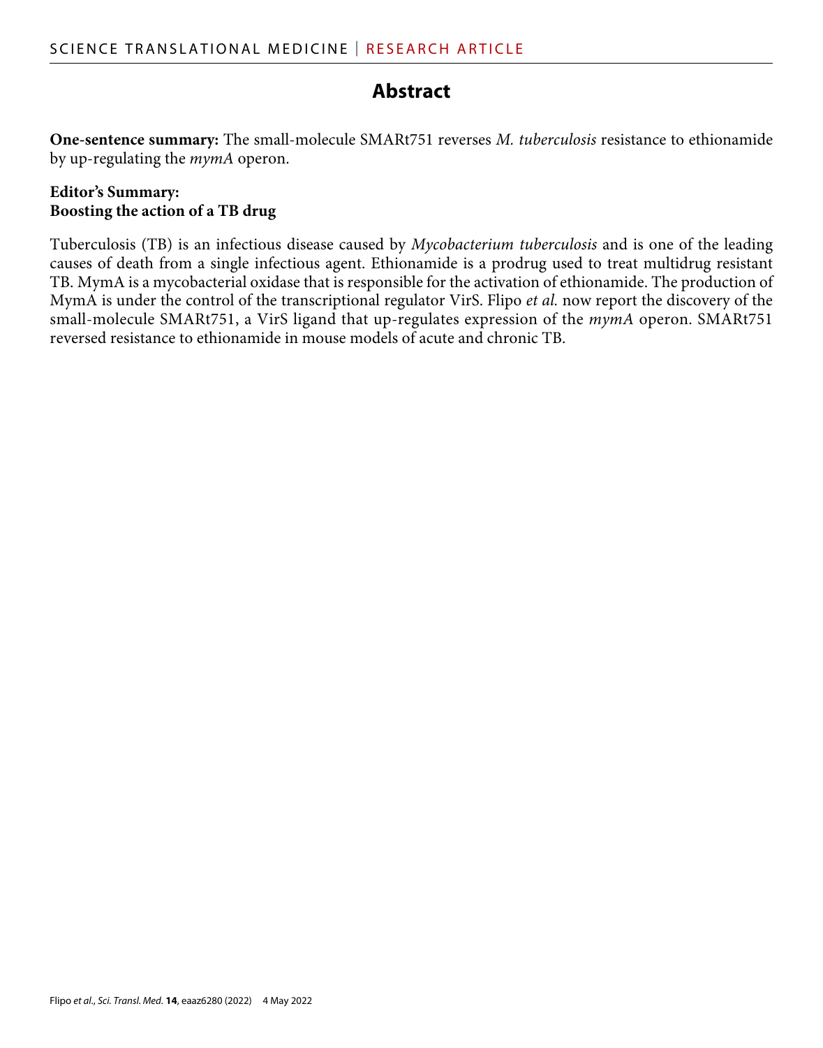# Abstract

**One-sentence summary:** The small-molecule SMARt751 reverses *M. tuberculosis* resistance to ethionamide by up-regulating the *mymA* operon.

**Editor's Summary:**
**Boosting the action of a TB drug**

Tuberculosis (TB) is an infectious disease caused by *Mycobacterium tuberculosis* and is one of the leading causes of death from a single infectious agent. Ethionamide is a prodrug used to treat multidrug resistant TB. MymA is a mycobacterial oxidase that is responsible for the activation of ethionamide. The production of MymA is under the control of the transcriptional regulator VirS. Flipo *et al.* now report the discovery of the small-molecule SMARt751, a VirS ligand that up-regulates expression of the *mymA* operon. SMARt751 reversed resistance to ethionamide in mouse models of acute and chronic TB.